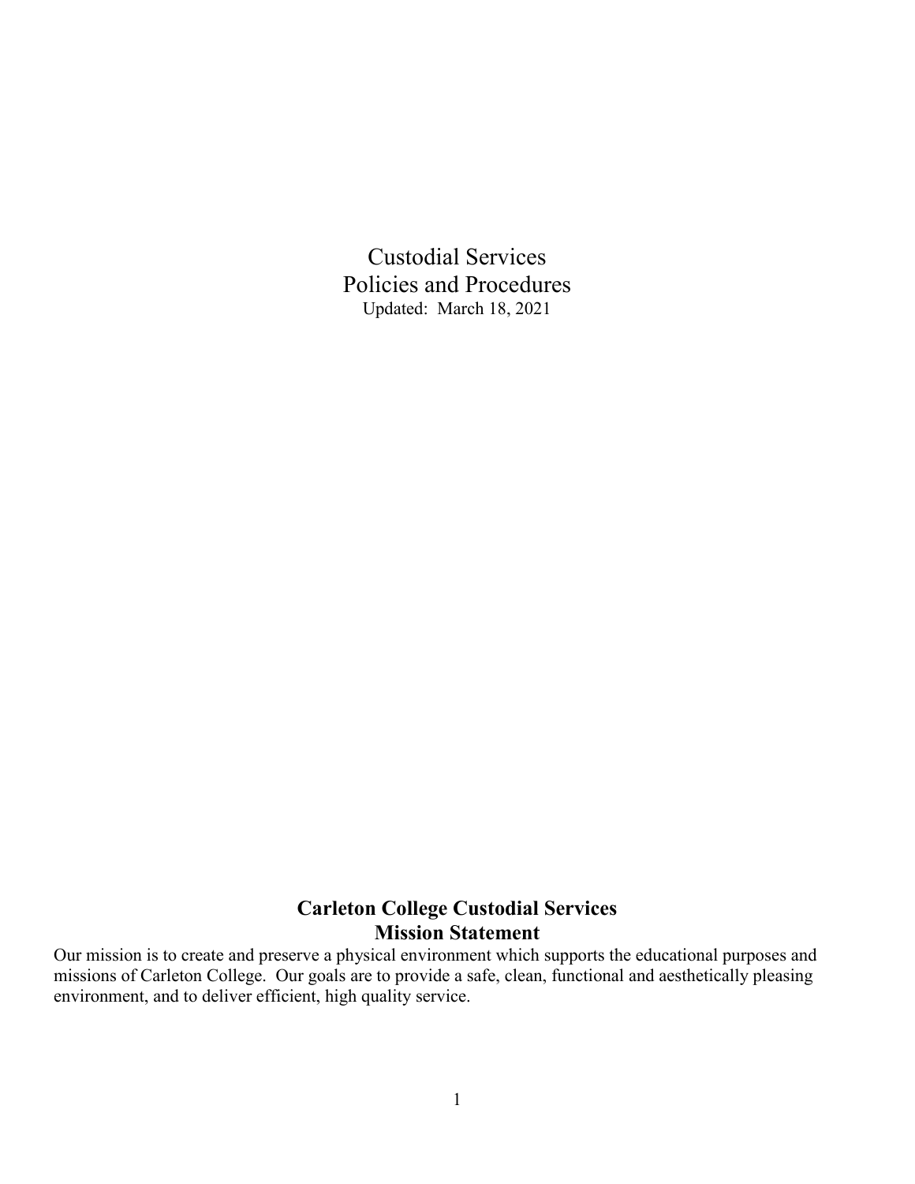# Custodial Services
# Policies and Procedures
Updated: March 18, 2021

## Carleton College Custodial Services
## Mission Statement

Our mission is to create and preserve a physical environment which supports the educational purposes and missions of Carleton College. Our goals are to provide a safe, clean, functional and aesthetically pleasing environment, and to deliver efficient, high quality service.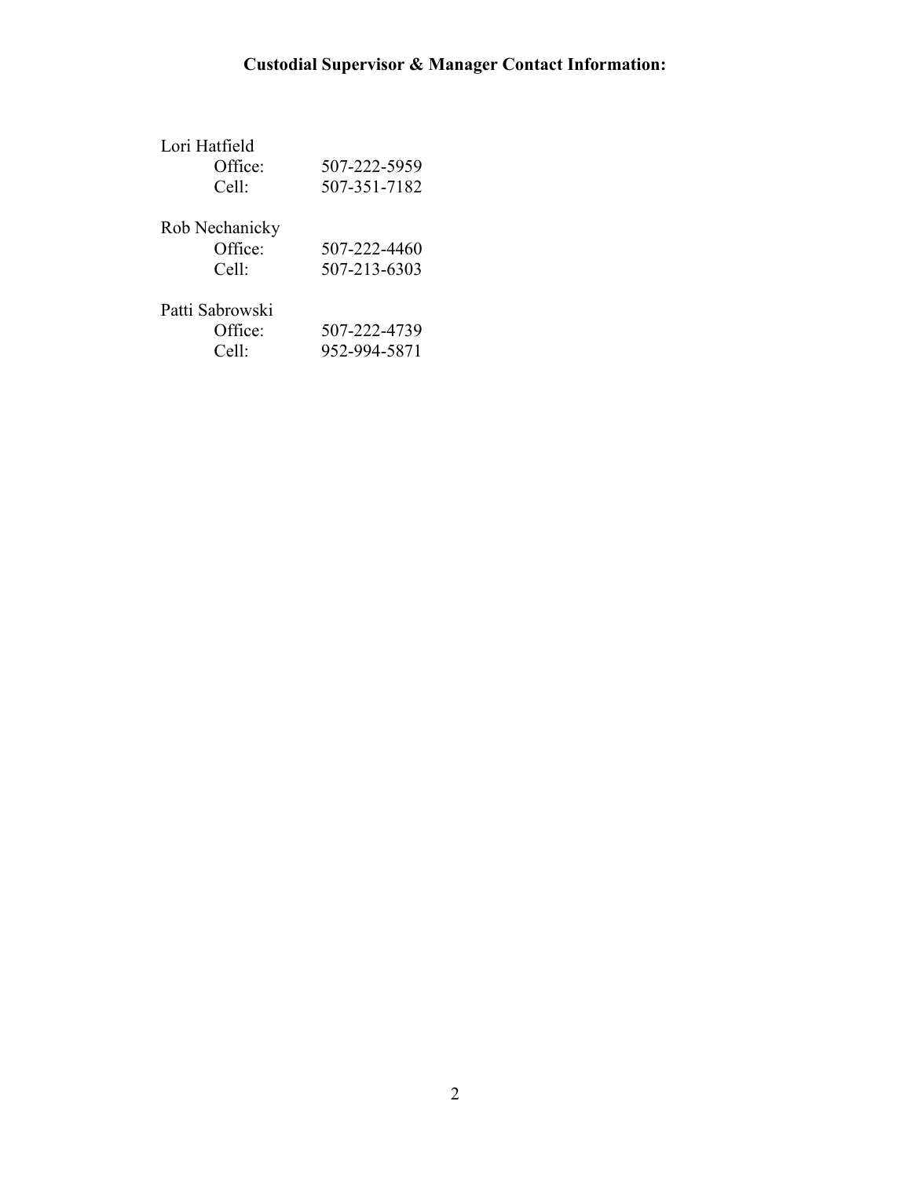**Custodial Supervisor & Manager Contact Information:**

Lori Hatfield
- Office: 507-222-5959
- Cell: 507-351-7182

Rob Nechanicky
- Office: 507-222-4460
- Cell: 507-213-6303

Patti Sabrowski
- Office: 507-222-4739
- Cell: 952-994-5871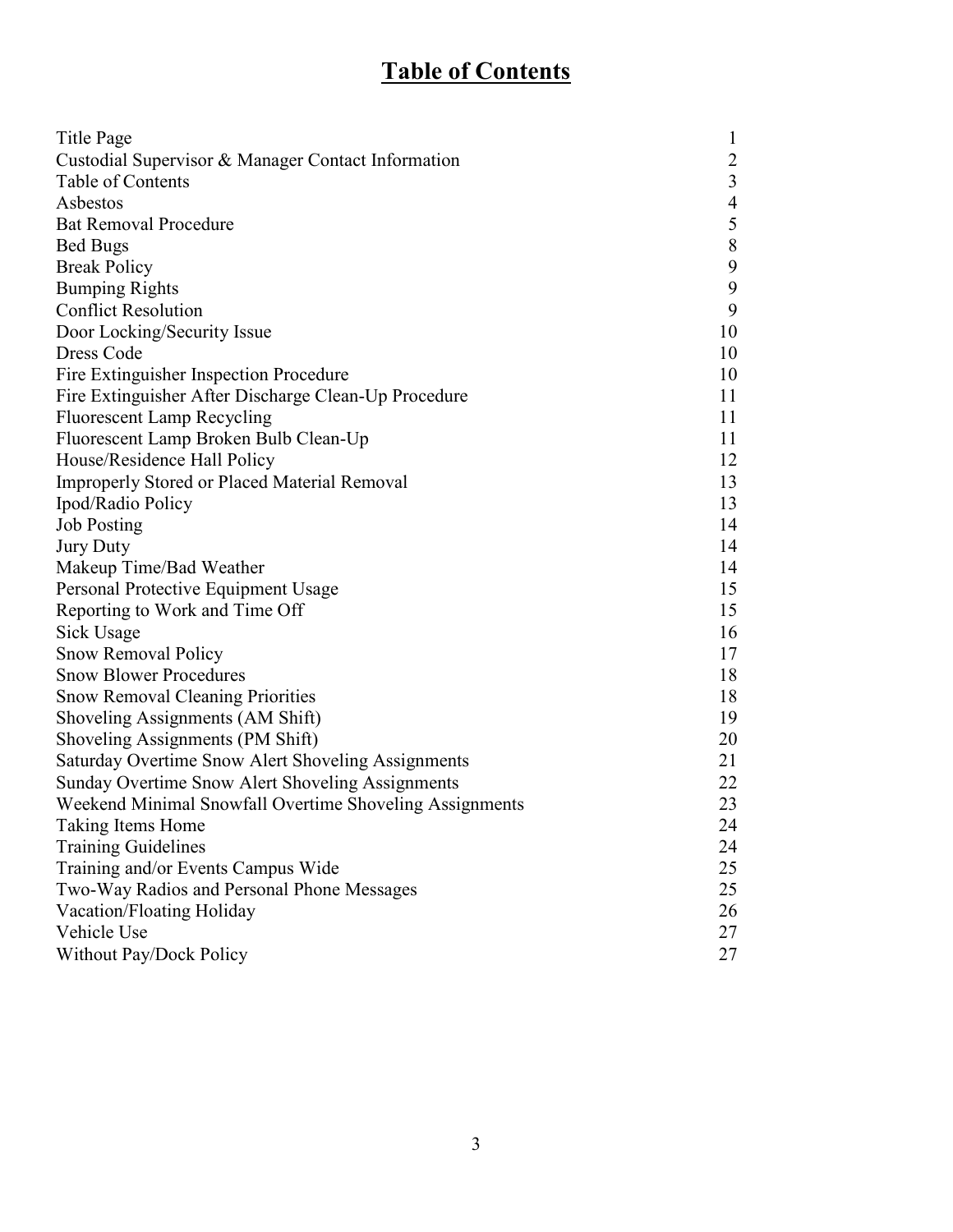# Table of Contents

| | |
|---|---|
| Title Page | 1 |
| Custodial Supervisor & Manager Contact Information | 2 |
| Table of Contents | 3 |
| Asbestos | 4 |
| Bat Removal Procedure | 5 |
| Bed Bugs | 8 |
| Break Policy | 9 |
| Bumping Rights | 9 |
| Conflict Resolution | 9 |
| Door Locking/Security Issue | 10 |
| Dress Code | 10 |
| Fire Extinguisher Inspection Procedure | 10 |
| Fire Extinguisher After Discharge Clean-Up Procedure | 11 |
| Fluorescent Lamp Recycling | 11 |
| Fluorescent Lamp Broken Bulb Clean-Up | 11 |
| House/Residence Hall Policy | 12 |
| Improperly Stored or Placed Material Removal | 13 |
| Ipod/Radio Policy | 13 |
| Job Posting | 14 |
| Jury Duty | 14 |
| Makeup Time/Bad Weather | 14 |
| Personal Protective Equipment Usage | 15 |
| Reporting to Work and Time Off | 15 |
| Sick Usage | 16 |
| Snow Removal Policy | 17 |
| Snow Blower Procedures | 18 |
| Snow Removal Cleaning Priorities | 18 |
| Shoveling Assignments (AM Shift) | 19 |
| Shoveling Assignments (PM Shift) | 20 |
| Saturday Overtime Snow Alert Shoveling Assignments | 21 |
| Sunday Overtime Snow Alert Shoveling Assignments | 22 |
| Weekend Minimal Snowfall Overtime Shoveling Assignments | 23 |
| Taking Items Home | 24 |
| Training Guidelines | 24 |
| Training and/or Events Campus Wide | 25 |
| Two-Way Radios and Personal Phone Messages | 25 |
| Vacation/Floating Holiday | 26 |
| Vehicle Use | 27 |
| Without Pay/Dock Policy | 27 |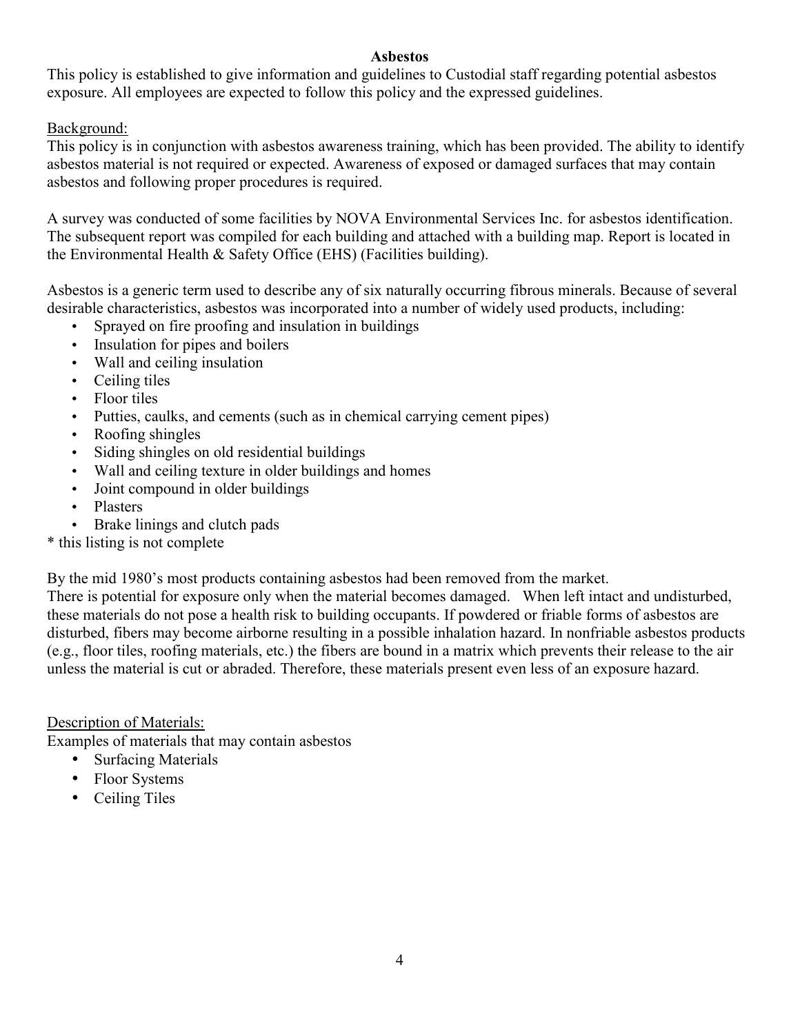## Asbestos

This policy is established to give information and guidelines to Custodial staff regarding potential asbestos exposure. All employees are expected to follow this policy and the expressed guidelines.

Background:

This policy is in conjunction with asbestos awareness training, which has been provided. The ability to identify asbestos material is not required or expected. Awareness of exposed or damaged surfaces that may contain asbestos and following proper procedures is required.

A survey was conducted of some facilities by NOVA Environmental Services Inc. for asbestos identification. The subsequent report was compiled for each building and attached with a building map. Report is located in the Environmental Health & Safety Office (EHS) (Facilities building).

Asbestos is a generic term used to describe any of six naturally occurring fibrous minerals. Because of several desirable characteristics, asbestos was incorporated into a number of widely used products, including:

- Sprayed on fire proofing and insulation in buildings
- Insulation for pipes and boilers
- Wall and ceiling insulation
- Ceiling tiles
- Floor tiles
- Putties, caulks, and cements (such as in chemical carrying cement pipes)
- Roofing shingles
- Siding shingles on old residential buildings
- Wall and ceiling texture in older buildings and homes
- Joint compound in older buildings
- Plasters
- Brake linings and clutch pads

* this listing is not complete

By the mid 1980's most products containing asbestos had been removed from the market.
There is potential for exposure only when the material becomes damaged. When left intact and undisturbed, these materials do not pose a health risk to building occupants. If powdered or friable forms of asbestos are disturbed, fibers may become airborne resulting in a possible inhalation hazard. In nonfriable asbestos products (e.g., floor tiles, roofing materials, etc.) the fibers are bound in a matrix which prevents their release to the air unless the material is cut or abraded. Therefore, these materials present even less of an exposure hazard.

Description of Materials:

Examples of materials that may contain asbestos

- Surfacing Materials
- Floor Systems
- Ceiling Tiles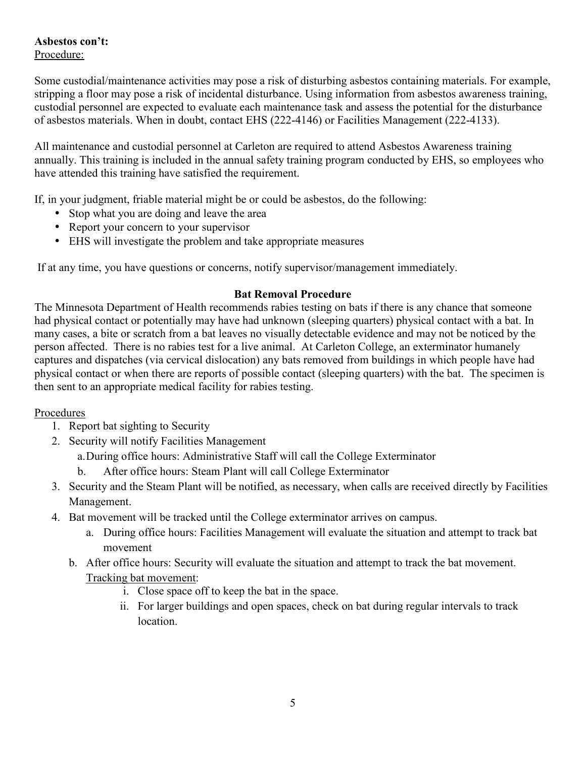**Asbestos con't:**

Procedure:

Some custodial/maintenance activities may pose a risk of disturbing asbestos containing materials. For example, stripping a floor may pose a risk of incidental disturbance. Using information from asbestos awareness training, custodial personnel are expected to evaluate each maintenance task and assess the potential for the disturbance of asbestos materials. When in doubt, contact EHS (222-4146) or Facilities Management (222-4133).

All maintenance and custodial personnel at Carleton are required to attend Asbestos Awareness training annually. This training is included in the annual safety training program conducted by EHS, so employees who have attended this training have satisfied the requirement.

If, in your judgment, friable material might be or could be asbestos, do the following:

- Stop what you are doing and leave the area
- Report your concern to your supervisor
- EHS will investigate the problem and take appropriate measures

If at any time, you have questions or concerns, notify supervisor/management immediately.

## Bat Removal Procedure

The Minnesota Department of Health recommends rabies testing on bats if there is any chance that someone had physical contact or potentially may have had unknown (sleeping quarters) physical contact with a bat. In many cases, a bite or scratch from a bat leaves no visually detectable evidence and may not be noticed by the person affected. There is no rabies test for a live animal. At Carleton College, an exterminator humanely captures and dispatches (via cervical dislocation) any bats removed from buildings in which people have had physical contact or when there are reports of possible contact (sleeping quarters) with the bat. The specimen is then sent to an appropriate medical facility for rabies testing.

Procedures

1. Report bat sighting to Security
2. Security will notify Facilities Management
   a. During office hours: Administrative Staff will call the College Exterminator
   b. After office hours: Steam Plant will call College Exterminator
3. Security and the Steam Plant will be notified, as necessary, when calls are received directly by Facilities Management.
4. Bat movement will be tracked until the College exterminator arrives on campus.
   a. During office hours: Facilities Management will evaluate the situation and attempt to track bat movement
   b. After office hours: Security will evaluate the situation and attempt to track the bat movement.
      Tracking bat movement:
      i. Close space off to keep the bat in the space.
      ii. For larger buildings and open spaces, check on bat during regular intervals to track location.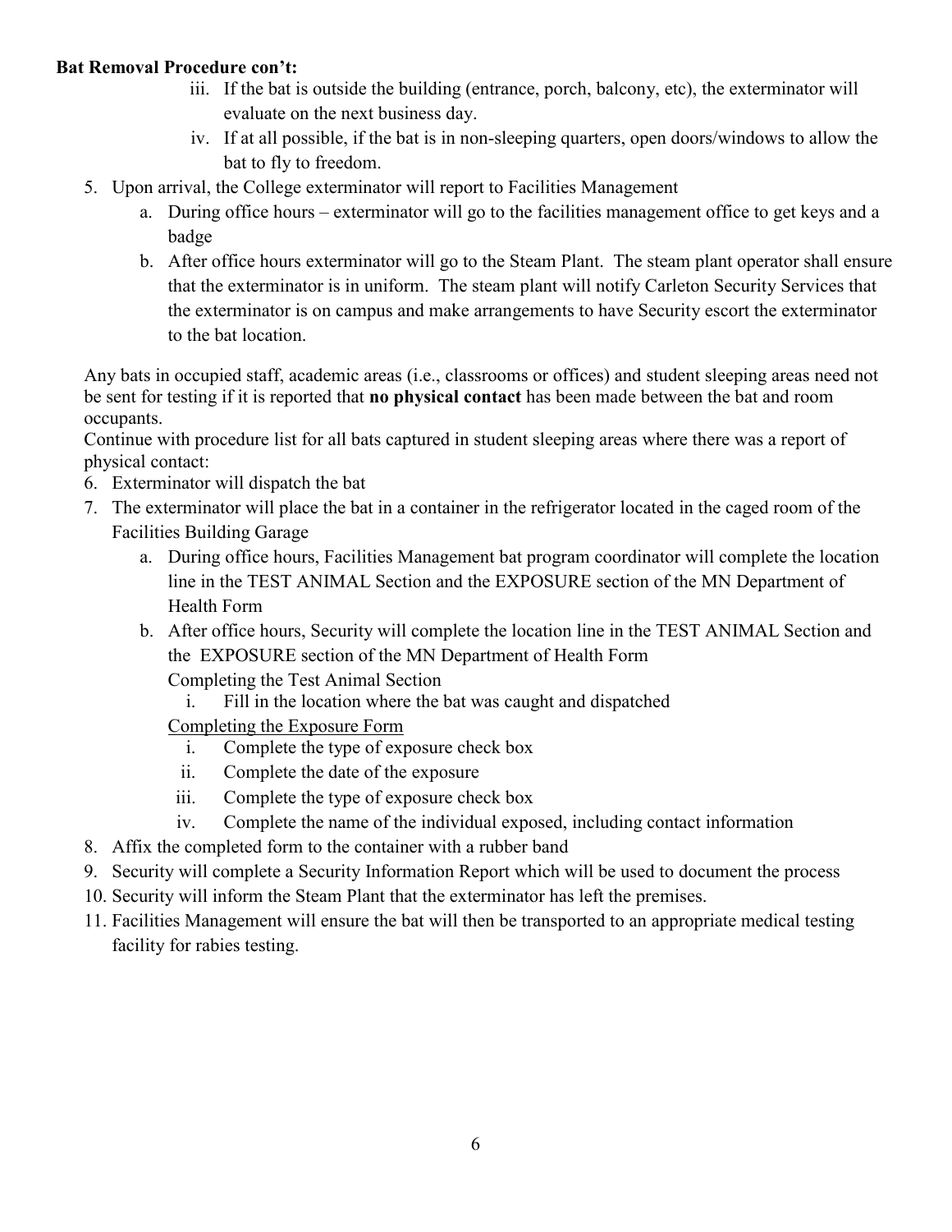**Bat Removal Procedure con't:**

   iii. If the bat is outside the building (entrance, porch, balcony, etc), the exterminator will evaluate on the next business day.
   iv. If at all possible, if the bat is in non-sleeping quarters, open doors/windows to allow the bat to fly to freedom.

5. Upon arrival, the College exterminator will report to Facilities Management
   a. During office hours – exterminator will go to the facilities management office to get keys and a badge
   b. After office hours exterminator will go to the Steam Plant. The steam plant operator shall ensure that the exterminator is in uniform. The steam plant will notify Carleton Security Services that the exterminator is on campus and make arrangements to have Security escort the exterminator to the bat location.

Any bats in occupied staff, academic areas (i.e., classrooms or offices) and student sleeping areas need not be sent for testing if it is reported that **no physical contact** has been made between the bat and room occupants.

Continue with procedure list for all bats captured in student sleeping areas where there was a report of physical contact:

6. Exterminator will dispatch the bat
7. The exterminator will place the bat in a container in the refrigerator located in the caged room of the Facilities Building Garage
   a. During office hours, Facilities Management bat program coordinator will complete the location line in the TEST ANIMAL Section and the EXPOSURE section of the MN Department of Health Form
   b. After office hours, Security will complete the location line in the TEST ANIMAL Section and the EXPOSURE section of the MN Department of Health Form

      Completing the Test Animal Section

      i. Fill in the location where the bat was caught and dispatched

      <u>Completing the Exposure Form</u>

      i. Complete the type of exposure check box
      ii. Complete the date of the exposure
      iii. Complete the type of exposure check box
      iv. Complete the name of the individual exposed, including contact information
8. Affix the completed form to the container with a rubber band
9. Security will complete a Security Information Report which will be used to document the process
10. Security will inform the Steam Plant that the exterminator has left the premises.
11. Facilities Management will ensure the bat will then be transported to an appropriate medical testing facility for rabies testing.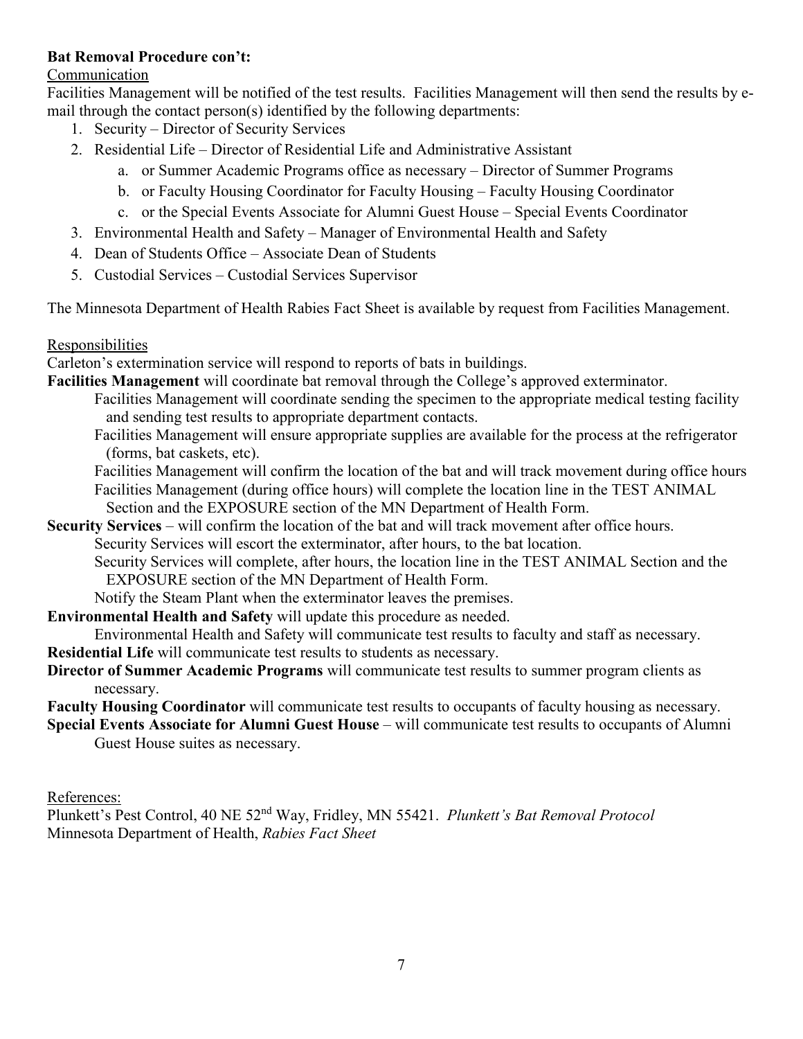**Bat Removal Procedure con't:**

Communication

Facilities Management will be notified of the test results. Facilities Management will then send the results by e-mail through the contact person(s) identified by the following departments:

1. Security – Director of Security Services
2. Residential Life – Director of Residential Life and Administrative Assistant
    a. or Summer Academic Programs office as necessary – Director of Summer Programs
    b. or Faculty Housing Coordinator for Faculty Housing – Faculty Housing Coordinator
    c. or the Special Events Associate for Alumni Guest House – Special Events Coordinator
3. Environmental Health and Safety – Manager of Environmental Health and Safety
4. Dean of Students Office – Associate Dean of Students
5. Custodial Services – Custodial Services Supervisor

The Minnesota Department of Health Rabies Fact Sheet is available by request from Facilities Management.

Responsibilities

Carleton's extermination service will respond to reports of bats in buildings.

**Facilities Management** will coordinate bat removal through the College's approved exterminator.

Facilities Management will coordinate sending the specimen to the appropriate medical testing facility and sending test results to appropriate department contacts.

Facilities Management will ensure appropriate supplies are available for the process at the refrigerator (forms, bat caskets, etc).

Facilities Management will confirm the location of the bat and will track movement during office hours

Facilities Management (during office hours) will complete the location line in the TEST ANIMAL Section and the EXPOSURE section of the MN Department of Health Form.

**Security Services** – will confirm the location of the bat and will track movement after office hours.

Security Services will escort the exterminator, after hours, to the bat location.

Security Services will complete, after hours, the location line in the TEST ANIMAL Section and the EXPOSURE section of the MN Department of Health Form.

Notify the Steam Plant when the exterminator leaves the premises.

**Environmental Health and Safety** will update this procedure as needed.

Environmental Health and Safety will communicate test results to faculty and staff as necessary.

**Residential Life** will communicate test results to students as necessary.

**Director of Summer Academic Programs** will communicate test results to summer program clients as necessary.

**Faculty Housing Coordinator** will communicate test results to occupants of faculty housing as necessary.

**Special Events Associate for Alumni Guest House** – will communicate test results to occupants of Alumni Guest House suites as necessary.

References:

Plunkett's Pest Control, 40 NE 52nd Way, Fridley, MN 55421. *Plunkett's Bat Removal Protocol*

Minnesota Department of Health, *Rabies Fact Sheet*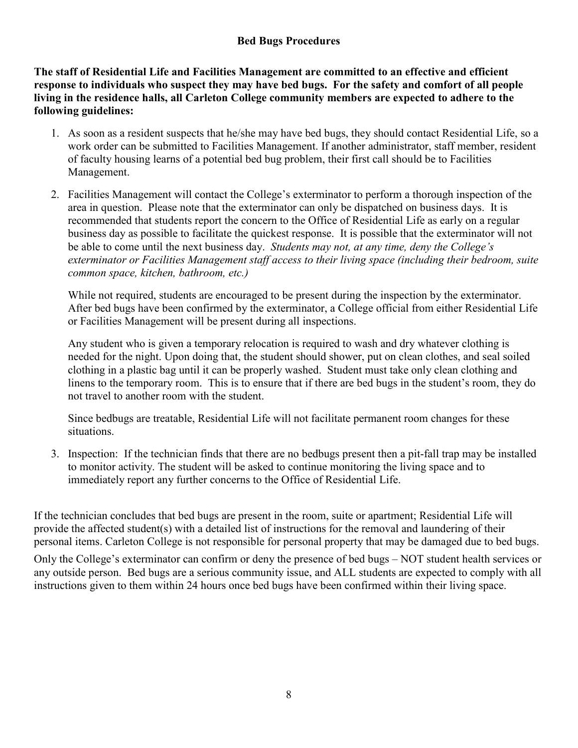## Bed Bugs Procedures

**The staff of Residential Life and Facilities Management are committed to an effective and efficient response to individuals who suspect they may have bed bugs. For the safety and comfort of all people living in the residence halls, all Carleton College community members are expected to adhere to the following guidelines:**

1. As soon as a resident suspects that he/she may have bed bugs, they should contact Residential Life, so a work order can be submitted to Facilities Management. If another administrator, staff member, resident of faculty housing learns of a potential bed bug problem, their first call should be to Facilities Management.

2. Facilities Management will contact the College's exterminator to perform a thorough inspection of the area in question. Please note that the exterminator can only be dispatched on business days. It is recommended that students report the concern to the Office of Residential Life as early on a regular business day as possible to facilitate the quickest response. It is possible that the exterminator will not be able to come until the next business day. *Students may not, at any time, deny the College's exterminator or Facilities Management staff access to their living space (including their bedroom, suite common space, kitchen, bathroom, etc.)*

   While not required, students are encouraged to be present during the inspection by the exterminator. After bed bugs have been confirmed by the exterminator, a College official from either Residential Life or Facilities Management will be present during all inspections.

   Any student who is given a temporary relocation is required to wash and dry whatever clothing is needed for the night. Upon doing that, the student should shower, put on clean clothes, and seal soiled clothing in a plastic bag until it can be properly washed. Student must take only clean clothing and linens to the temporary room. This is to ensure that if there are bed bugs in the student's room, they do not travel to another room with the student.

   Since bedbugs are treatable, Residential Life will not facilitate permanent room changes for these situations.

3. Inspection: If the technician finds that there are no bedbugs present then a pit-fall trap may be installed to monitor activity. The student will be asked to continue monitoring the living space and to immediately report any further concerns to the Office of Residential Life.

If the technician concludes that bed bugs are present in the room, suite or apartment; Residential Life will provide the affected student(s) with a detailed list of instructions for the removal and laundering of their personal items. Carleton College is not responsible for personal property that may be damaged due to bed bugs.

Only the College's exterminator can confirm or deny the presence of bed bugs – NOT student health services or any outside person. Bed bugs are a serious community issue, and ALL students are expected to comply with all instructions given to them within 24 hours once bed bugs have been confirmed within their living space.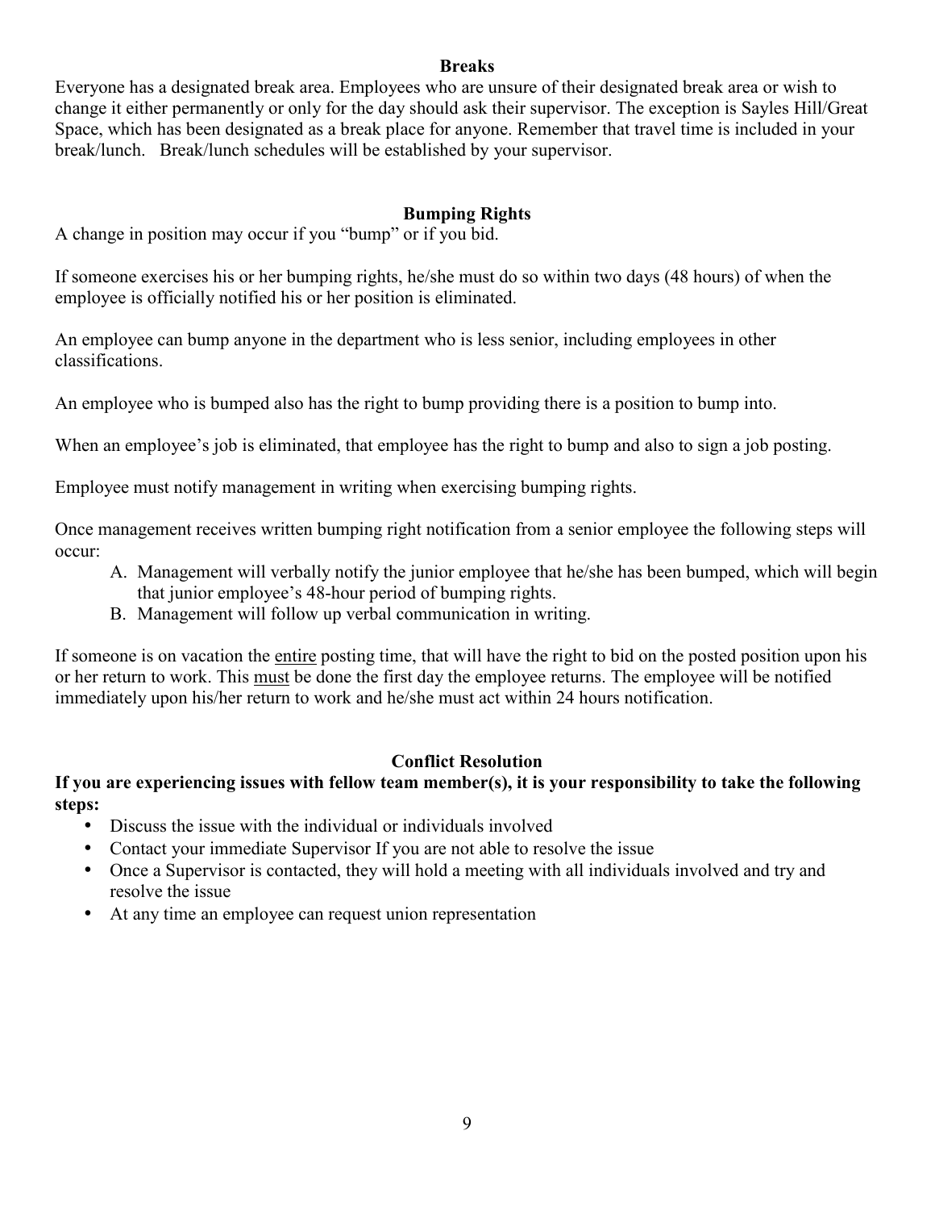## Breaks

Everyone has a designated break area. Employees who are unsure of their designated break area or wish to change it either permanently or only for the day should ask their supervisor. The exception is Sayles Hill/Great Space, which has been designated as a break place for anyone. Remember that travel time is included in your break/lunch. Break/lunch schedules will be established by your supervisor.

## Bumping Rights

A change in position may occur if you "bump" or if you bid.

If someone exercises his or her bumping rights, he/she must do so within two days (48 hours) of when the employee is officially notified his or her position is eliminated.

An employee can bump anyone in the department who is less senior, including employees in other classifications.

An employee who is bumped also has the right to bump providing there is a position to bump into.

When an employee's job is eliminated, that employee has the right to bump and also to sign a job posting.

Employee must notify management in writing when exercising bumping rights.

Once management receives written bumping right notification from a senior employee the following steps will occur:

A. Management will verbally notify the junior employee that he/she has been bumped, which will begin that junior employee's 48-hour period of bumping rights.
B. Management will follow up verbal communication in writing.

If someone is on vacation the <u>entire</u> posting time, that will have the right to bid on the posted position upon his or her return to work. This <u>must</u> be done the first day the employee returns. The employee will be notified immediately upon his/her return to work and he/she must act within 24 hours notification.

## Conflict Resolution

**If you are experiencing issues with fellow team member(s), it is your responsibility to take the following steps:**

- Discuss the issue with the individual or individuals involved
- Contact your immediate Supervisor If you are not able to resolve the issue
- Once a Supervisor is contacted, they will hold a meeting with all individuals involved and try and resolve the issue
- At any time an employee can request union representation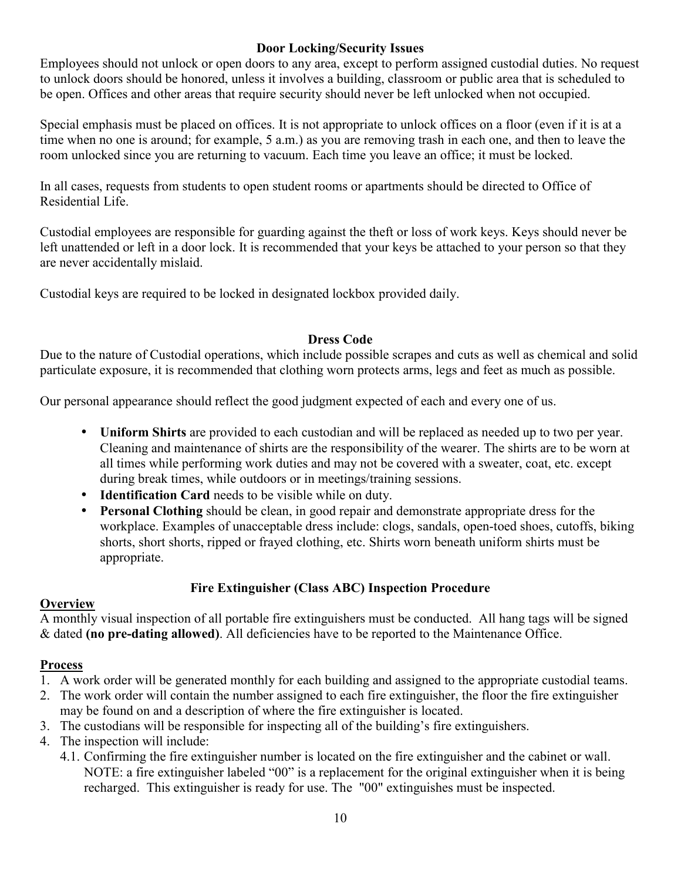**Door Locking/Security Issues**

Employees should not unlock or open doors to any area, except to perform assigned custodial duties. No request to unlock doors should be honored, unless it involves a building, classroom or public area that is scheduled to be open. Offices and other areas that require security should never be left unlocked when not occupied.

Special emphasis must be placed on offices. It is not appropriate to unlock offices on a floor (even if it is at a time when no one is around; for example, 5 a.m.) as you are removing trash in each one, and then to leave the room unlocked since you are returning to vacuum. Each time you leave an office; it must be locked.

In all cases, requests from students to open student rooms or apartments should be directed to Office of Residential Life.

Custodial employees are responsible for guarding against the theft or loss of work keys. Keys should never be left unattended or left in a door lock. It is recommended that your keys be attached to your person so that they are never accidentally mislaid.

Custodial keys are required to be locked in designated lockbox provided daily.

**Dress Code**

Due to the nature of Custodial operations, which include possible scrapes and cuts as well as chemical and solid particulate exposure, it is recommended that clothing worn protects arms, legs and feet as much as possible.

Our personal appearance should reflect the good judgment expected of each and every one of us.

- **Uniform Shirts** are provided to each custodian and will be replaced as needed up to two per year. Cleaning and maintenance of shirts are the responsibility of the wearer. The shirts are to be worn at all times while performing work duties and may not be covered with a sweater, coat, etc. except during break times, while outdoors or in meetings/training sessions.
- **Identification Card** needs to be visible while on duty.
- **Personal Clothing** should be clean, in good repair and demonstrate appropriate dress for the workplace. Examples of unacceptable dress include: clogs, sandals, open-toed shoes, cutoffs, biking shorts, short shorts, ripped or frayed clothing, etc. Shirts worn beneath uniform shirts must be appropriate.

**Fire Extinguisher (Class ABC) Inspection Procedure**

**Overview**

A monthly visual inspection of all portable fire extinguishers must be conducted. All hang tags will be signed & dated **(no pre-dating allowed)**. All deficiencies have to be reported to the Maintenance Office.

**Process**

1. A work order will be generated monthly for each building and assigned to the appropriate custodial teams.
2. The work order will contain the number assigned to each fire extinguisher, the floor the fire extinguisher may be found on and a description of where the fire extinguisher is located.
3. The custodians will be responsible for inspecting all of the building's fire extinguishers.
4. The inspection will include:
   4.1. Confirming the fire extinguisher number is located on the fire extinguisher and the cabinet or wall. NOTE: a fire extinguisher labeled "00" is a replacement for the original extinguisher when it is being recharged. This extinguisher is ready for use. The "00" extinguishes must be inspected.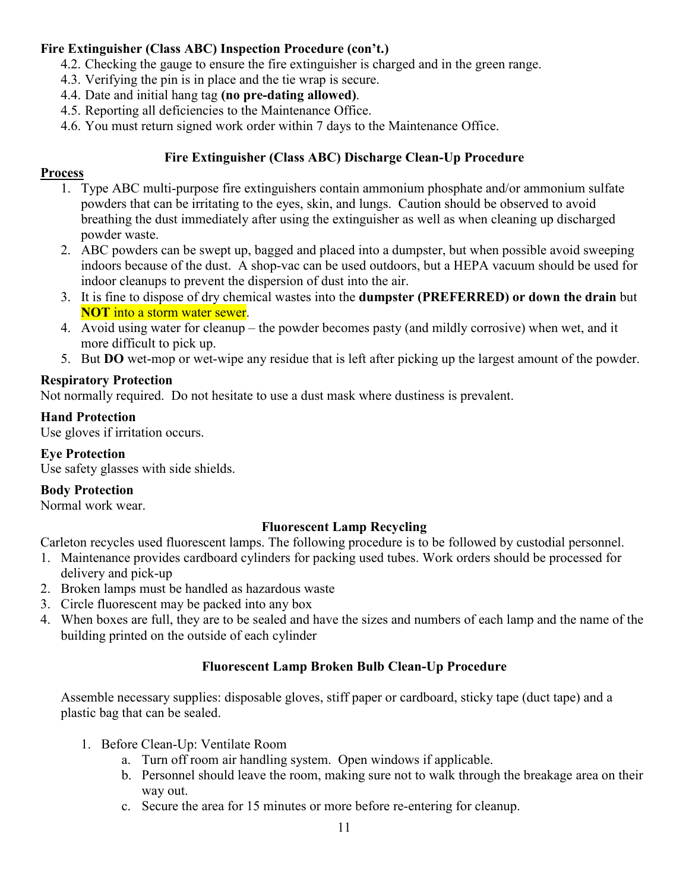**Fire Extinguisher (Class ABC) Inspection Procedure (con't.)**

4.2. Checking the gauge to ensure the fire extinguisher is charged and in the green range.
4.3. Verifying the pin is in place and the tie wrap is secure.
4.4. Date and initial hang tag **(no pre-dating allowed)**.
4.5. Reporting all deficiencies to the Maintenance Office.
4.6. You must return signed work order within 7 days to the Maintenance Office.

### Fire Extinguisher (Class ABC) Discharge Clean-Up Procedure

**Process**

1. Type ABC multi-purpose fire extinguishers contain ammonium phosphate and/or ammonium sulfate powders that can be irritating to the eyes, skin, and lungs. Caution should be observed to avoid breathing the dust immediately after using the extinguisher as well as when cleaning up discharged powder waste.
2. ABC powders can be swept up, bagged and placed into a dumpster, but when possible avoid sweeping indoors because of the dust. A shop-vac can be used outdoors, but a HEPA vacuum should be used for indoor cleanups to prevent the dispersion of dust into the air.
3. It is fine to dispose of dry chemical wastes into the **dumpster (PREFERRED) or down the drain** but **NOT** into a storm water sewer.
4. Avoid using water for cleanup – the powder becomes pasty (and mildly corrosive) when wet, and it more difficult to pick up.
5. But **DO** wet-mop or wet-wipe any residue that is left after picking up the largest amount of the powder.

**Respiratory Protection**

Not normally required. Do not hesitate to use a dust mask where dustiness is prevalent.

**Hand Protection**

Use gloves if irritation occurs.

**Eye Protection**

Use safety glasses with side shields.

**Body Protection**

Normal work wear.

### Fluorescent Lamp Recycling

Carleton recycles used fluorescent lamps. The following procedure is to be followed by custodial personnel.

1. Maintenance provides cardboard cylinders for packing used tubes. Work orders should be processed for delivery and pick-up
2. Broken lamps must be handled as hazardous waste
3. Circle fluorescent may be packed into any box
4. When boxes are full, they are to be sealed and have the sizes and numbers of each lamp and the name of the building printed on the outside of each cylinder

### Fluorescent Lamp Broken Bulb Clean-Up Procedure

Assemble necessary supplies: disposable gloves, stiff paper or cardboard, sticky tape (duct tape) and a plastic bag that can be sealed.

1. Before Clean-Up: Ventilate Room
   a. Turn off room air handling system. Open windows if applicable.
   b. Personnel should leave the room, making sure not to walk through the breakage area on their way out.
   c. Secure the area for 15 minutes or more before re-entering for cleanup.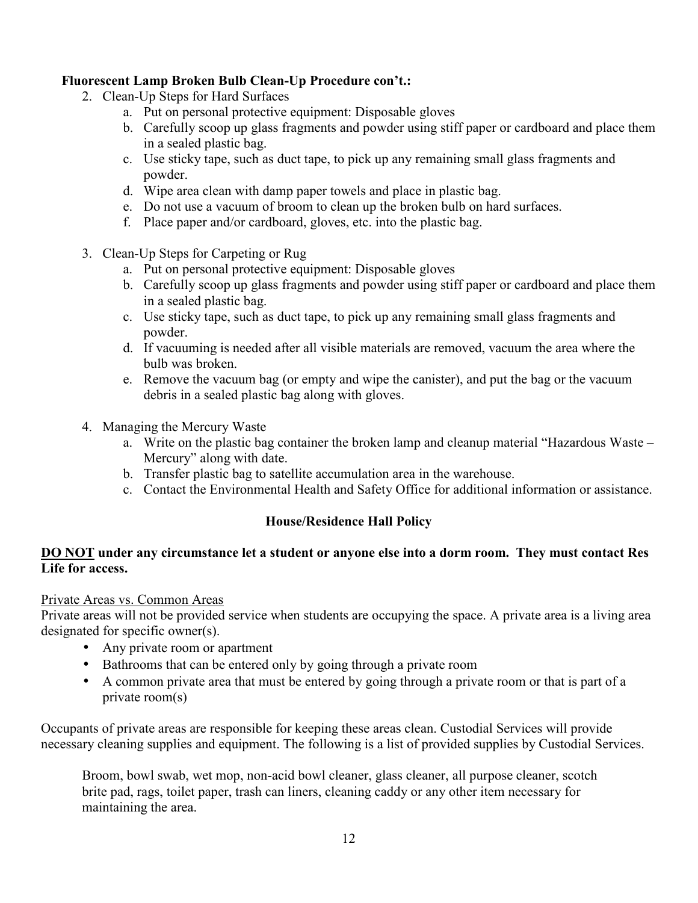**Fluorescent Lamp Broken Bulb Clean-Up Procedure con't.:**

2. Clean-Up Steps for Hard Surfaces
    a. Put on personal protective equipment: Disposable gloves
    b. Carefully scoop up glass fragments and powder using stiff paper or cardboard and place them in a sealed plastic bag.
    c. Use sticky tape, such as duct tape, to pick up any remaining small glass fragments and powder.
    d. Wipe area clean with damp paper towels and place in plastic bag.
    e. Do not use a vacuum of broom to clean up the broken bulb on hard surfaces.
    f. Place paper and/or cardboard, gloves, etc. into the plastic bag.

3. Clean-Up Steps for Carpeting or Rug
    a. Put on personal protective equipment: Disposable gloves
    b. Carefully scoop up glass fragments and powder using stiff paper or cardboard and place them in a sealed plastic bag.
    c. Use sticky tape, such as duct tape, to pick up any remaining small glass fragments and powder.
    d. If vacuuming is needed after all visible materials are removed, vacuum the area where the bulb was broken.
    e. Remove the vacuum bag (or empty and wipe the canister), and put the bag or the vacuum debris in a sealed plastic bag along with gloves.

4. Managing the Mercury Waste
    a. Write on the plastic bag container the broken lamp and cleanup material "Hazardous Waste – Mercury" along with date.
    b. Transfer plastic bag to satellite accumulation area in the warehouse.
    c. Contact the Environmental Health and Safety Office for additional information or assistance.

## House/Residence Hall Policy

**DO NOT under any circumstance let a student or anyone else into a dorm room. They must contact Res Life for access.**

Private Areas vs. Common Areas

Private areas will not be provided service when students are occupying the space. A private area is a living area designated for specific owner(s).

- Any private room or apartment
- Bathrooms that can be entered only by going through a private room
- A common private area that must be entered by going through a private room or that is part of a private room(s)

Occupants of private areas are responsible for keeping these areas clean. Custodial Services will provide necessary cleaning supplies and equipment. The following is a list of provided supplies by Custodial Services.

Broom, bowl swab, wet mop, non-acid bowl cleaner, glass cleaner, all purpose cleaner, scotch brite pad, rags, toilet paper, trash can liners, cleaning caddy or any other item necessary for maintaining the area.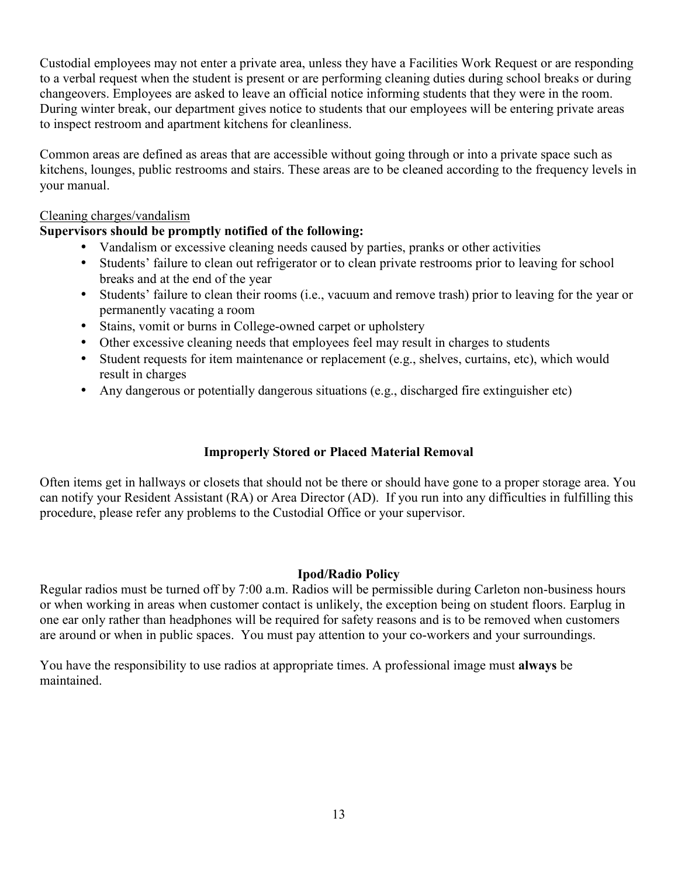Custodial employees may not enter a private area, unless they have a Facilities Work Request or are responding to a verbal request when the student is present or are performing cleaning duties during school breaks or during changeovers. Employees are asked to leave an official notice informing students that they were in the room. During winter break, our department gives notice to students that our employees will be entering private areas to inspect restroom and apartment kitchens for cleanliness.

Common areas are defined as areas that are accessible without going through or into a private space such as kitchens, lounges, public restrooms and stairs. These areas are to be cleaned according to the frequency levels in your manual.

<u>Cleaning charges/vandalism</u>

**Supervisors should be promptly notified of the following:**

- Vandalism or excessive cleaning needs caused by parties, pranks or other activities
- Students' failure to clean out refrigerator or to clean private restrooms prior to leaving for school breaks and at the end of the year
- Students' failure to clean their rooms (i.e., vacuum and remove trash) prior to leaving for the year or permanently vacating a room
- Stains, vomit or burns in College-owned carpet or upholstery
- Other excessive cleaning needs that employees feel may result in charges to students
- Student requests for item maintenance or replacement (e.g., shelves, curtains, etc), which would result in charges
- Any dangerous or potentially dangerous situations (e.g., discharged fire extinguisher etc)

## Improperly Stored or Placed Material Removal

Often items get in hallways or closets that should not be there or should have gone to a proper storage area. You can notify your Resident Assistant (RA) or Area Director (AD). If you run into any difficulties in fulfilling this procedure, please refer any problems to the Custodial Office or your supervisor.

## Ipod/Radio Policy

Regular radios must be turned off by 7:00 a.m. Radios will be permissible during Carleton non-business hours or when working in areas when customer contact is unlikely, the exception being on student floors. Earplug in one ear only rather than headphones will be required for safety reasons and is to be removed when customers are around or when in public spaces. You must pay attention to your co-workers and your surroundings.

You have the responsibility to use radios at appropriate times. A professional image must **always** be maintained.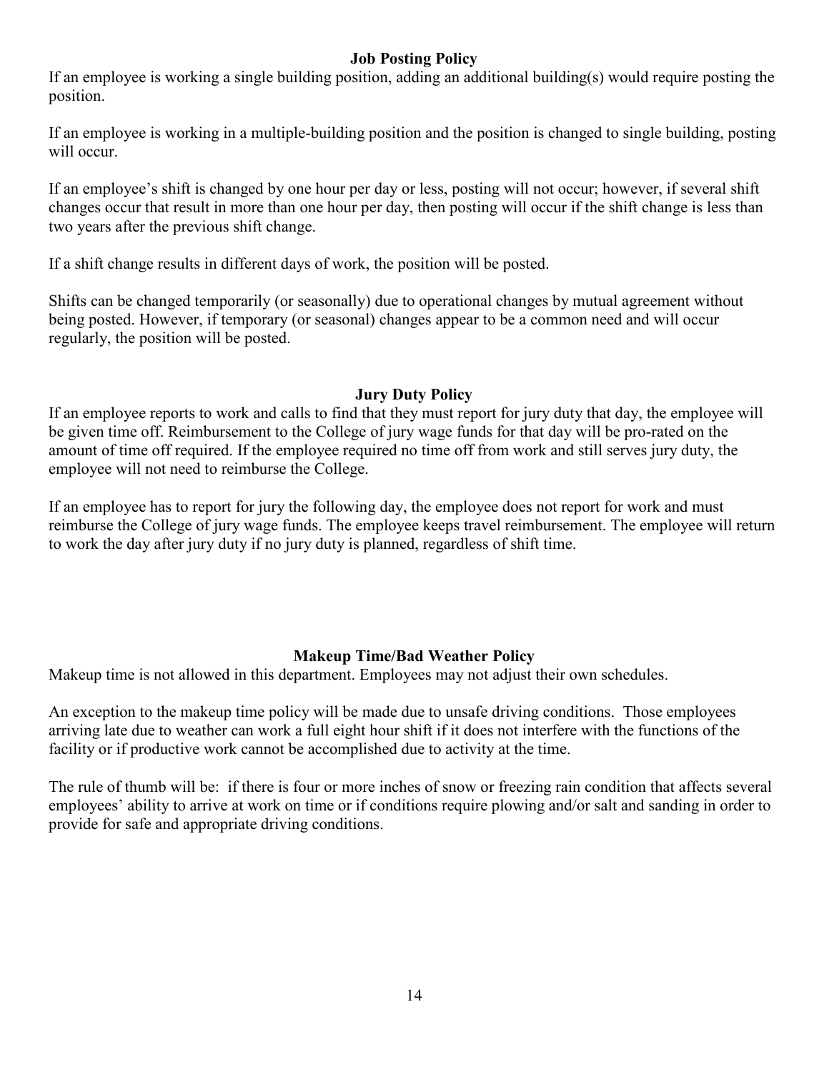## Job Posting Policy

If an employee is working a single building position, adding an additional building(s) would require posting the position.

If an employee is working in a multiple-building position and the position is changed to single building, posting will occur.

If an employee's shift is changed by one hour per day or less, posting will not occur; however, if several shift changes occur that result in more than one hour per day, then posting will occur if the shift change is less than two years after the previous shift change.

If a shift change results in different days of work, the position will be posted.

Shifts can be changed temporarily (or seasonally) due to operational changes by mutual agreement without being posted. However, if temporary (or seasonal) changes appear to be a common need and will occur regularly, the position will be posted.

## Jury Duty Policy

If an employee reports to work and calls to find that they must report for jury duty that day, the employee will be given time off. Reimbursement to the College of jury wage funds for that day will be pro-rated on the amount of time off required. If the employee required no time off from work and still serves jury duty, the employee will not need to reimburse the College.

If an employee has to report for jury the following day, the employee does not report for work and must reimburse the College of jury wage funds. The employee keeps travel reimbursement. The employee will return to work the day after jury duty if no jury duty is planned, regardless of shift time.

## Makeup Time/Bad Weather Policy

Makeup time is not allowed in this department. Employees may not adjust their own schedules.

An exception to the makeup time policy will be made due to unsafe driving conditions. Those employees arriving late due to weather can work a full eight hour shift if it does not interfere with the functions of the facility or if productive work cannot be accomplished due to activity at the time.

The rule of thumb will be: if there is four or more inches of snow or freezing rain condition that affects several employees' ability to arrive at work on time or if conditions require plowing and/or salt and sanding in order to provide for safe and appropriate driving conditions.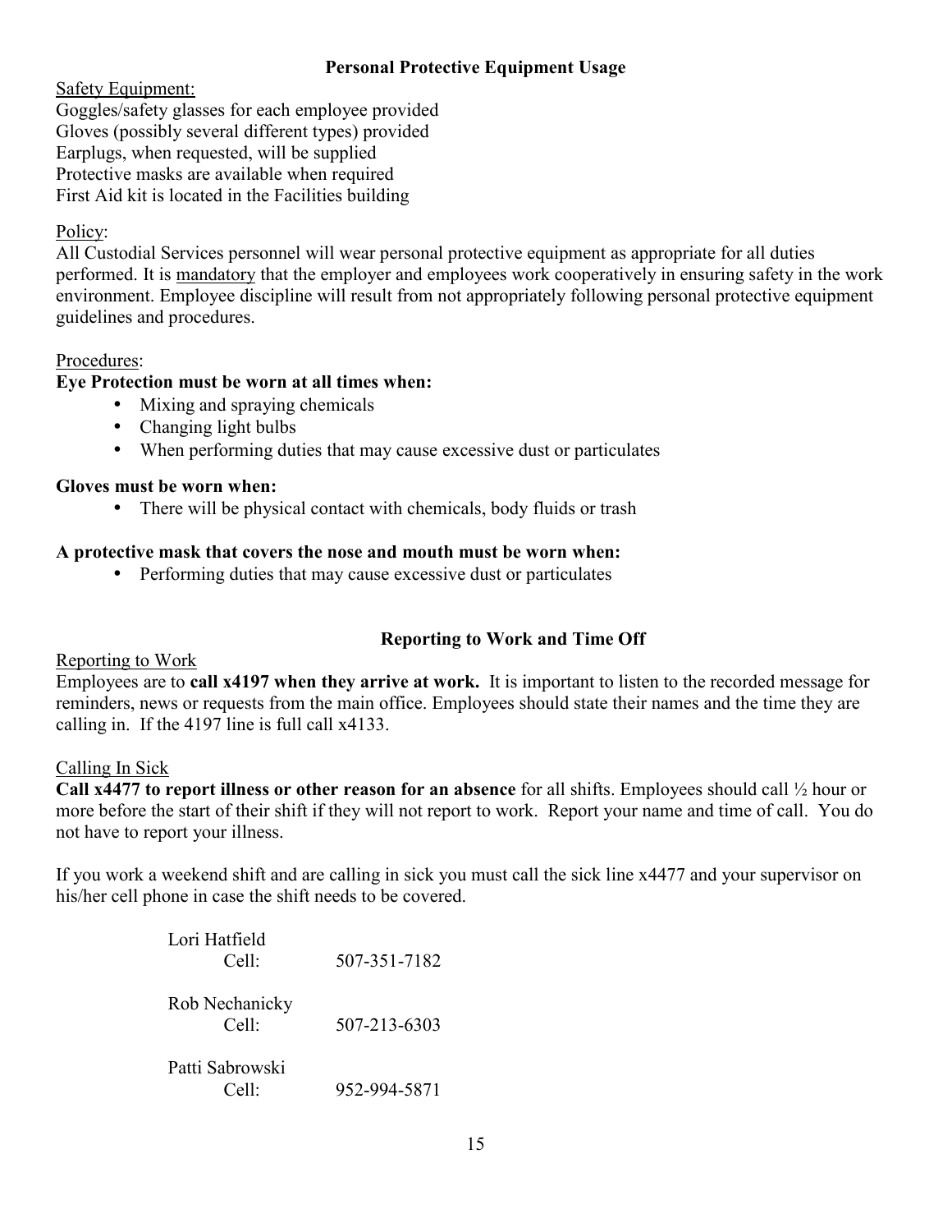## Personal Protective Equipment Usage

Safety Equipment:
Goggles/safety glasses for each employee provided
Gloves (possibly several different types) provided
Earplugs, when requested, will be supplied
Protective masks are available when required
First Aid kit is located in the Facilities building

Policy:
All Custodial Services personnel will wear personal protective equipment as appropriate for all duties performed. It is mandatory that the employer and employees work cooperatively in ensuring safety in the work environment. Employee discipline will result from not appropriately following personal protective equipment guidelines and procedures.

Procedures:

**Eye Protection must be worn at all times when:**

- Mixing and spraying chemicals
- Changing light bulbs
- When performing duties that may cause excessive dust or particulates

**Gloves must be worn when:**

- There will be physical contact with chemicals, body fluids or trash

**A protective mask that covers the nose and mouth must be worn when:**

- Performing duties that may cause excessive dust or particulates

## Reporting to Work and Time Off

Reporting to Work
Employees are to **call x4197 when they arrive at work.** It is important to listen to the recorded message for reminders, news or requests from the main office. Employees should state their names and the time they are calling in. If the 4197 line is full call x4133.

Calling In Sick
**Call x4477 to report illness or other reason for an absence** for all shifts. Employees should call ½ hour or more before the start of their shift if they will not report to work. Report your name and time of call. You do not have to report your illness.

If you work a weekend shift and are calling in sick you must call the sick line x4477 and your supervisor on his/her cell phone in case the shift needs to be covered.

Lori Hatfield
Cell: 507-351-7182

Rob Nechanicky
Cell: 507-213-6303

Patti Sabrowski
Cell: 952-994-5871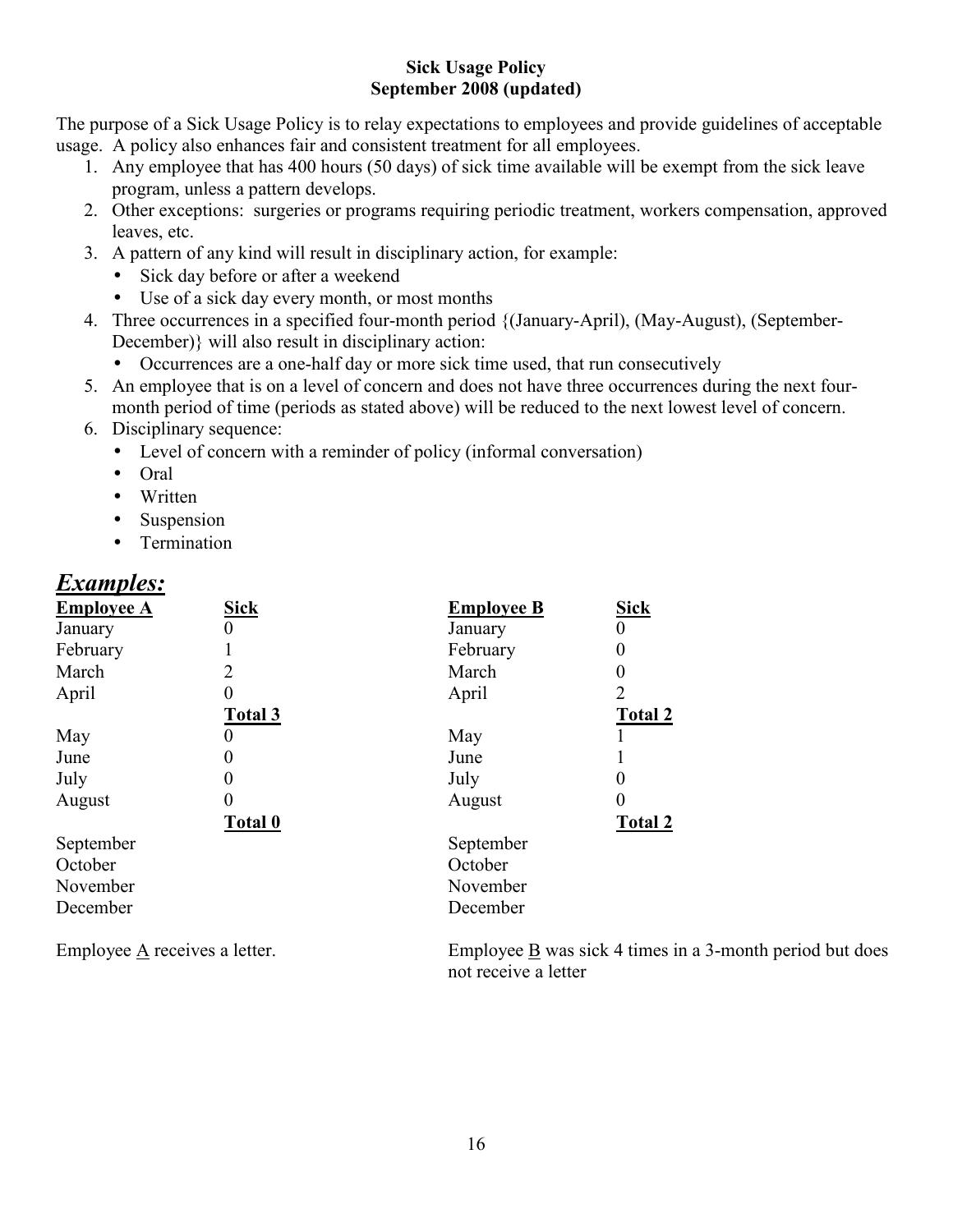**Sick Usage Policy**
**September 2008 (updated)**

The purpose of a Sick Usage Policy is to relay expectations to employees and provide guidelines of acceptable usage. A policy also enhances fair and consistent treatment for all employees.

1. Any employee that has 400 hours (50 days) of sick time available will be exempt from the sick leave program, unless a pattern develops.
2. Other exceptions: surgeries or programs requiring periodic treatment, workers compensation, approved leaves, etc.
3. A pattern of any kind will result in disciplinary action, for example:
   - Sick day before or after a weekend
   - Use of a sick day every month, or most months
4. Three occurrences in a specified four-month period {(January-April), (May-August), (September-December)} will also result in disciplinary action:
   - Occurrences are a one-half day or more sick time used, that run consecutively
5. An employee that is on a level of concern and does not have three occurrences during the next four-month period of time (periods as stated above) will be reduced to the next lowest level of concern.
6. Disciplinary sequence:
   - Level of concern with a reminder of policy (informal conversation)
   - Oral
   - Written
   - Suspension
   - Termination

## *Examples:*

| Employee A | Sick |
|---|---|
| January | 0 |
| February | 1 |
| March | 2 |
| April | 0 |
| | **Total 3** |
| May | 0 |
| June | 0 |
| July | 0 |
| August | 0 |
| | **Total 0** |
| September | |
| October | |
| November | |
| December | |

Employee A receives a letter.

| Employee B | Sick |
|---|---|
| January | 0 |
| February | 0 |
| March | 0 |
| April | 2 |
| | **Total 2** |
| May | 1 |
| June | 1 |
| July | 0 |
| August | 0 |
| | **Total 2** |
| September | |
| October | |
| November | |
| December | |

Employee B was sick 4 times in a 3-month period but does not receive a letter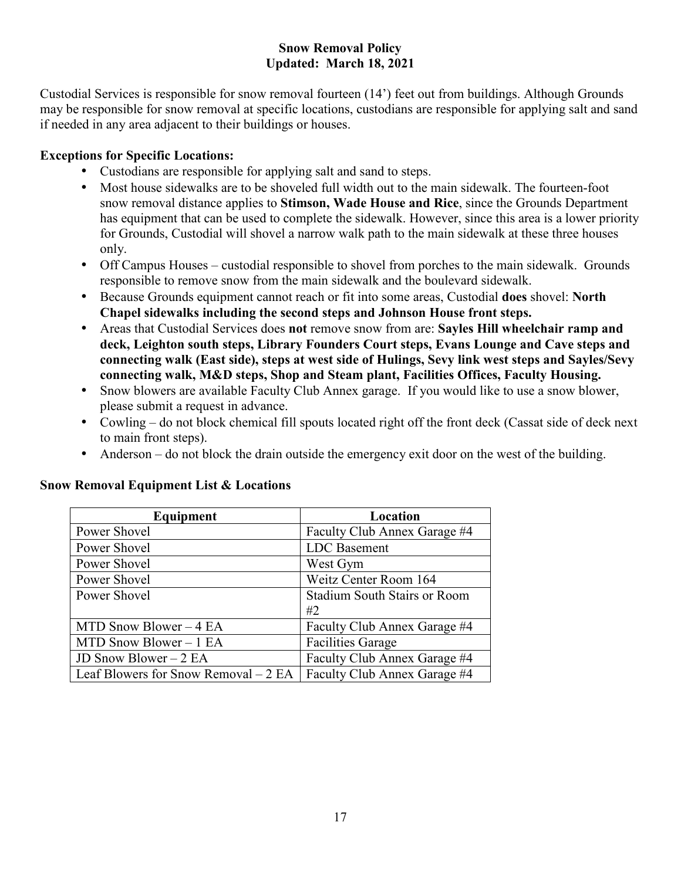# Snow Removal Policy
## Updated: March 18, 2021

Custodial Services is responsible for snow removal fourteen (14') feet out from buildings. Although Grounds may be responsible for snow removal at specific locations, custodians are responsible for applying salt and sand if needed in any area adjacent to their buildings or houses.

**Exceptions for Specific Locations:**

- Custodians are responsible for applying salt and sand to steps.
- Most house sidewalks are to be shoveled full width out to the main sidewalk. The fourteen-foot snow removal distance applies to **Stimson, Wade House and Rice**, since the Grounds Department has equipment that can be used to complete the sidewalk. However, since this area is a lower priority for Grounds, Custodial will shovel a narrow walk path to the main sidewalk at these three houses only.
- Off Campus Houses – custodial responsible to shovel from porches to the main sidewalk. Grounds responsible to remove snow from the main sidewalk and the boulevard sidewalk.
- Because Grounds equipment cannot reach or fit into some areas, Custodial **does** shovel: **North Chapel sidewalks including the second steps and Johnson House front steps.**
- Areas that Custodial Services does **not** remove snow from are: **Sayles Hill wheelchair ramp and deck, Leighton south steps, Library Founders Court steps, Evans Lounge and Cave steps and connecting walk (East side), steps at west side of Hulings, Sevy link west steps and Sayles/Sevy connecting walk, M&D steps, Shop and Steam plant, Facilities Offices, Faculty Housing.**
- Snow blowers are available Faculty Club Annex garage. If you would like to use a snow blower, please submit a request in advance.
- Cowling – do not block chemical fill spouts located right off the front deck (Cassat side of deck next to main front steps).
- Anderson – do not block the drain outside the emergency exit door on the west of the building.

**Snow Removal Equipment List & Locations**

| Equipment | Location |
| --- | --- |
| Power Shovel | Faculty Club Annex Garage #4 |
| Power Shovel | LDC Basement |
| Power Shovel | West Gym |
| Power Shovel | Weitz Center Room 164 |
| Power Shovel | Stadium South Stairs or Room #2 |
| MTD Snow Blower – 4 EA | Faculty Club Annex Garage #4 |
| MTD Snow Blower – 1 EA | Facilities Garage |
| JD Snow Blower – 2 EA | Faculty Club Annex Garage #4 |
| Leaf Blowers for Snow Removal – 2 EA | Faculty Club Annex Garage #4 |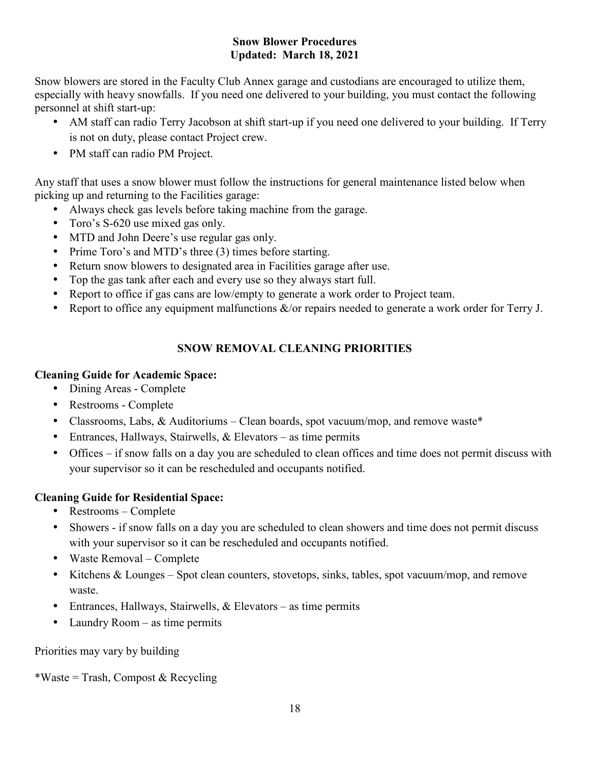## Snow Blower Procedures
**Updated: March 18, 2021**

Snow blowers are stored in the Faculty Club Annex garage and custodians are encouraged to utilize them, especially with heavy snowfalls. If you need one delivered to your building, you must contact the following personnel at shift start-up:

- AM staff can radio Terry Jacobson at shift start-up if you need one delivered to your building. If Terry is not on duty, please contact Project crew.
- PM staff can radio PM Project.

Any staff that uses a snow blower must follow the instructions for general maintenance listed below when picking up and returning to the Facilities garage:

- Always check gas levels before taking machine from the garage.
- Toro's S-620 use mixed gas only.
- MTD and John Deere's use regular gas only.
- Prime Toro's and MTD's three (3) times before starting.
- Return snow blowers to designated area in Facilities garage after use.
- Top the gas tank after each and every use so they always start full.
- Report to office if gas cans are low/empty to generate a work order to Project team.
- Report to office any equipment malfunctions &/or repairs needed to generate a work order for Terry J.

## SNOW REMOVAL CLEANING PRIORITIES

**Cleaning Guide for Academic Space:**

- Dining Areas - Complete
- Restrooms - Complete
- Classrooms, Labs, & Auditoriums – Clean boards, spot vacuum/mop, and remove waste*
- Entrances, Hallways, Stairwells, & Elevators – as time permits
- Offices – if snow falls on a day you are scheduled to clean offices and time does not permit discuss with your supervisor so it can be rescheduled and occupants notified.

**Cleaning Guide for Residential Space:**

- Restrooms – Complete
- Showers - if snow falls on a day you are scheduled to clean showers and time does not permit discuss with your supervisor so it can be rescheduled and occupants notified.
- Waste Removal – Complete
- Kitchens & Lounges – Spot clean counters, stovetops, sinks, tables, spot vacuum/mop, and remove waste.
- Entrances, Hallways, Stairwells, & Elevators – as time permits
- Laundry Room – as time permits

Priorities may vary by building

*Waste = Trash, Compost & Recycling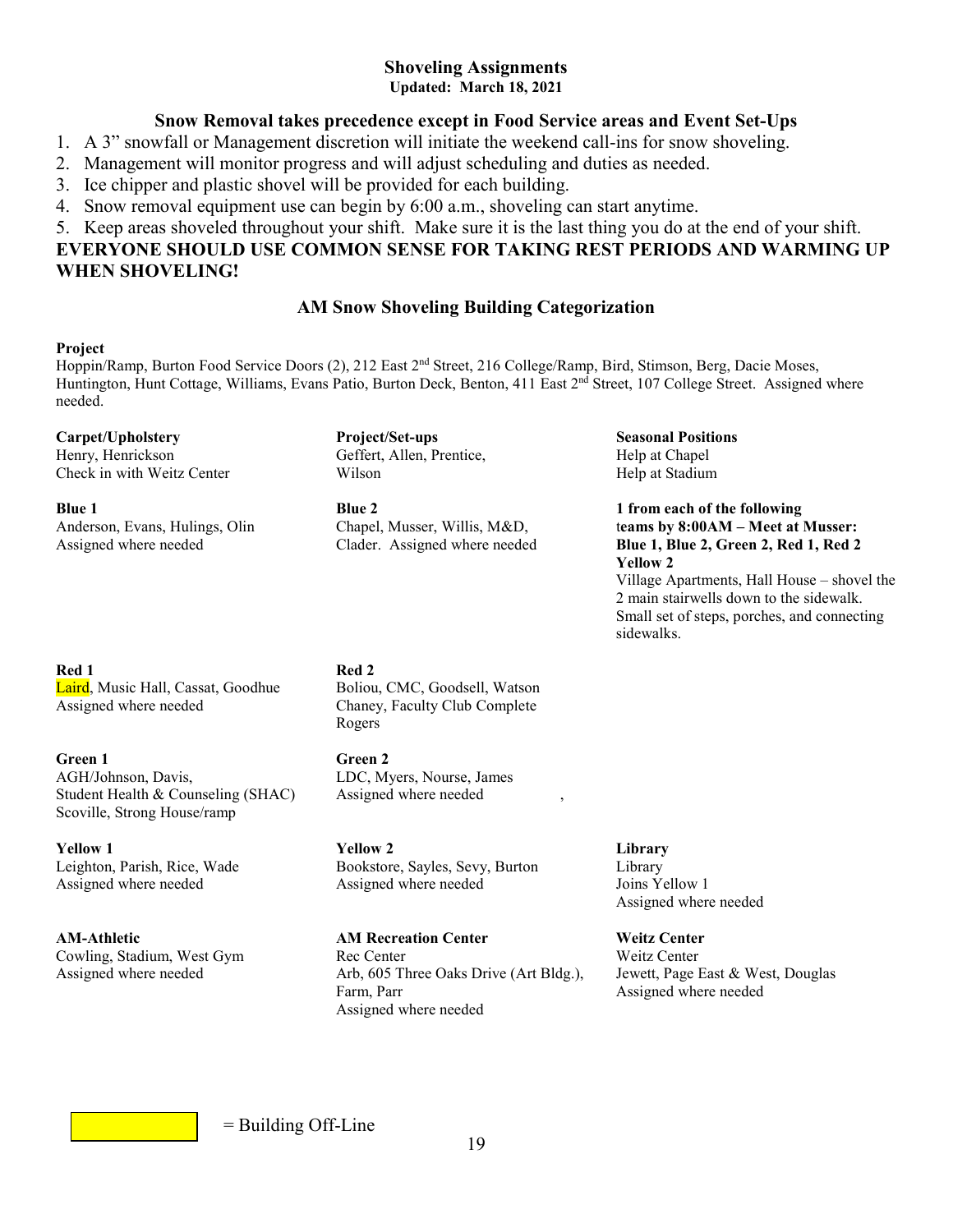## Shoveling Assignments

**Updated: March 18, 2021**

### Snow Removal takes precedence except in Food Service areas and Event Set-Ups

1. A 3" snowfall or Management discretion will initiate the weekend call-ins for snow shoveling.
2. Management will monitor progress and will adjust scheduling and duties as needed.
3. Ice chipper and plastic shovel will be provided for each building.
4. Snow removal equipment use can begin by 6:00 a.m., shoveling can start anytime.
5. Keep areas shoveled throughout your shift. Make sure it is the last thing you do at the end of your shift.

**EVERYONE SHOULD USE COMMON SENSE FOR TAKING REST PERIODS AND WARMING UP WHEN SHOVELING!**

### AM Snow Shoveling Building Categorization

**Project**
Hoppin/Ramp, Burton Food Service Doors (2), 212 East 2nd Street, 216 College/Ramp, Bird, Stimson, Berg, Dacie Moses, Huntington, Hunt Cottage, Williams, Evans Patio, Burton Deck, Benton, 411 East 2nd Street, 107 College Street. Assigned where needed.

**Carpet/Upholstery**
Henry, Henrickson
Check in with Weitz Center

**Project/Set-ups**
Geffert, Allen, Prentice, Wilson

**Seasonal Positions**
Help at Chapel
Help at Stadium

**Blue 1**
Anderson, Evans, Hulings, Olin
Assigned where needed

**Blue 2**
Chapel, Musser, Willis, M&D, Clader. Assigned where needed

**1 from each of the following teams by 8:00AM – Meet at Musser: Blue 1, Blue 2, Green 2, Red 1, Red 2 Yellow 2**
Village Apartments, Hall House – shovel the 2 main stairwells down to the sidewalk. Small set of steps, porches, and connecting sidewalks.

**Red 1**
Laird, Music Hall, Cassat, Goodhue
Assigned where needed

**Red 2**
Boliou, CMC, Goodsell, Watson
Chaney, Faculty Club Complete
Rogers

**Green 1**
AGH/Johnson, Davis,
Student Health & Counseling (SHAC)
Scoville, Strong House/ramp

**Green 2**
LDC, Myers, Nourse, James
Assigned where needed ,

**Yellow 1**
Leighton, Parish, Rice, Wade
Assigned where needed

**Yellow 2**
Bookstore, Sayles, Sevy, Burton
Assigned where needed

**Library**
Library
Joins Yellow 1
Assigned where needed

**AM-Athletic**
Cowling, Stadium, West Gym
Assigned where needed

**AM Recreation Center**
Rec Center
Arb, 605 Three Oaks Drive (Art Bldg.), Farm, Parr
Assigned where needed

**Weitz Center**
Weitz Center
Jewett, Page East & West, Douglas
Assigned where needed

[Yellow highlight] = Building Off-Line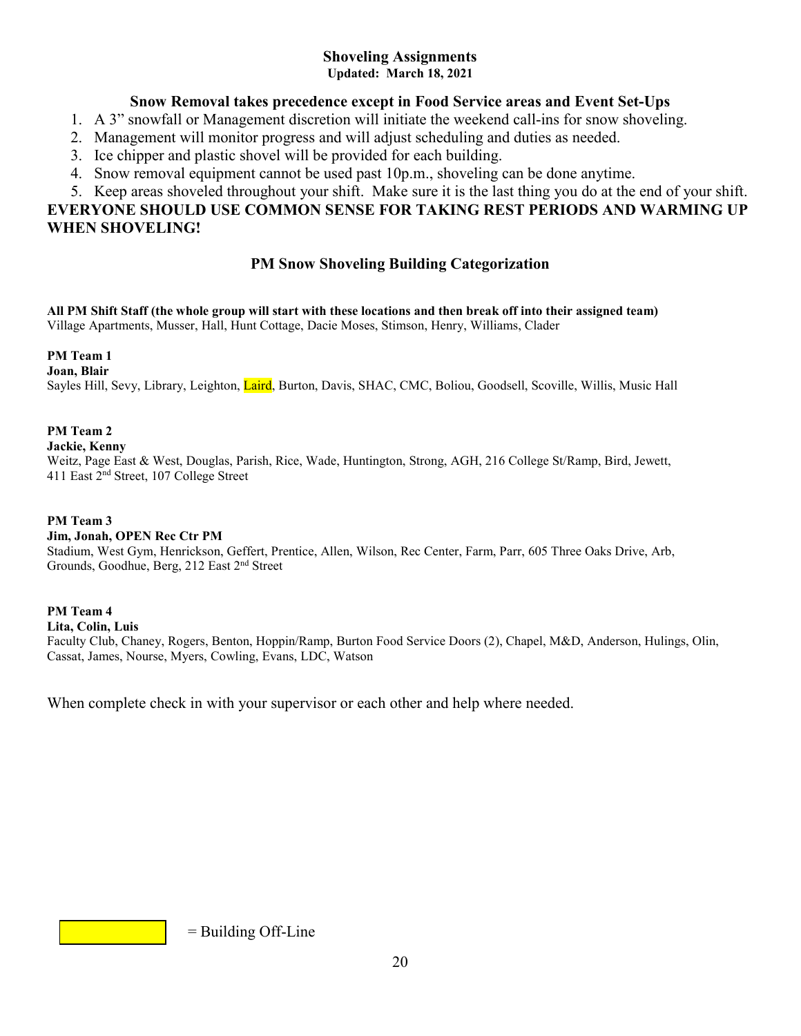# Shoveling Assignments

**Updated: March 18, 2021**

## Snow Removal takes precedence except in Food Service areas and Event Set-Ups

1. A 3" snowfall or Management discretion will initiate the weekend call-ins for snow shoveling.
2. Management will monitor progress and will adjust scheduling and duties as needed.
3. Ice chipper and plastic shovel will be provided for each building.
4. Snow removal equipment cannot be used past 10p.m., shoveling can be done anytime.
5. Keep areas shoveled throughout your shift. Make sure it is the last thing you do at the end of your shift.

**EVERYONE SHOULD USE COMMON SENSE FOR TAKING REST PERIODS AND WARMING UP WHEN SHOVELING!**

## PM Snow Shoveling Building Categorization

**All PM Shift Staff (the whole group will start with these locations and then break off into their assigned team)**
Village Apartments, Musser, Hall, Hunt Cottage, Dacie Moses, Stimson, Henry, Williams, Clader

**PM Team 1**
**Joan, Blair**
Sayles Hill, Sevy, Library, Leighton, Laird, Burton, Davis, SHAC, CMC, Boliou, Goodsell, Scoville, Willis, Music Hall

**PM Team 2**
**Jackie, Kenny**
Weitz, Page East & West, Douglas, Parish, Rice, Wade, Huntington, Strong, AGH, 216 College St/Ramp, Bird, Jewett, 411 East 2nd Street, 107 College Street

**PM Team 3**
**Jim, Jonah, OPEN Rec Ctr PM**
Stadium, West Gym, Henrickson, Geffert, Prentice, Allen, Wilson, Rec Center, Farm, Parr, 605 Three Oaks Drive, Arb, Grounds, Goodhue, Berg, 212 East 2nd Street

**PM Team 4**
**Lita, Colin, Luis**
Faculty Club, Chaney, Rogers, Benton, Hoppin/Ramp, Burton Food Service Doors (2), Chapel, M&D, Anderson, Hulings, Olin, Cassat, James, Nourse, Myers, Cowling, Evans, LDC, Watson

When complete check in with your supervisor or each other and help where needed.

[Yellow highlight] = Building Off-Line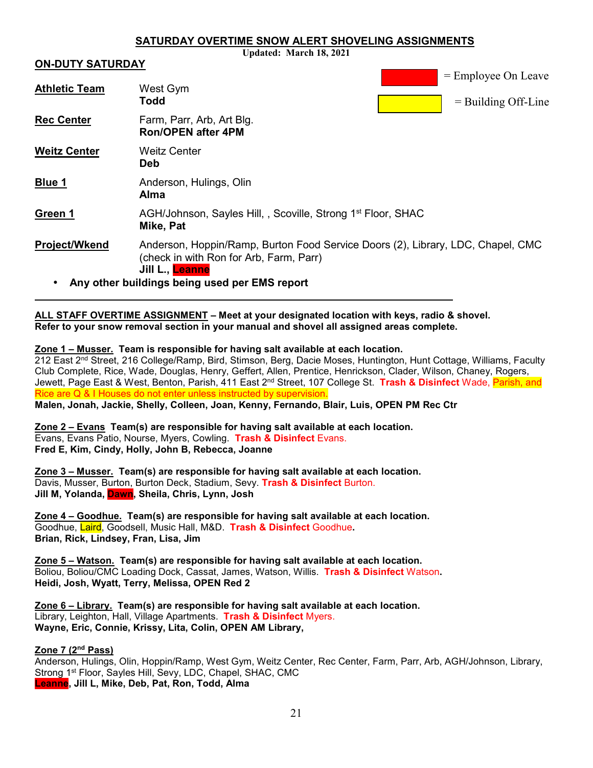# SATURDAY OVERTIME SNOW ALERT SHOVELING ASSIGNMENTS

**Updated: March 18, 2021**

## ON-DUTY SATURDAY

= Employee On Leave

= Building Off-Line

| | |
|---|---|
| **Athletic Team** | West Gym<br>**Todd** |
| **Rec Center** | Farm, Parr, Arb, Art Blg.<br>**Ron/OPEN after 4PM** |
| **Weitz Center** | Weitz Center<br>**Deb** |
| **Blue 1** | Anderson, Hulings, Olin<br>**Alma** |
| **Green 1** | AGH/Johnson, Sayles Hill, , Scoville, Strong 1st Floor, SHAC<br>**Mike, Pat** |
| **Project/Wkend** | Anderson, Hoppin/Ramp, Burton Food Service Doors (2), Library, LDC, Chapel, CMC (check in with Ron for Arb, Farm, Parr)<br>**Jill L., Leanne** |

- **Any other buildings being used per EMS report**

---

**ALL STAFF OVERTIME ASSIGNMENT** – **Meet at your designated location with keys, radio & shovel. Refer to your snow removal section in your manual and shovel all assigned areas complete.**

**Zone 1 – Musser. Team is responsible for having salt available at each location.**
212 East 2nd Street, 216 College/Ramp, Bird, Stimson, Berg, Dacie Moses, Huntington, Hunt Cottage, Williams, Faculty Club Complete, Rice, Wade, Douglas, Henry, Geffert, Allen, Prentice, Henrickson, Clader, Wilson, Chaney, Rogers, Jewett, Page East & West, Benton, Parish, 411 East 2nd Street, 107 College St. **Trash & Disinfect** Wade, Parish, and Rice are Q & I Houses do not enter unless instructed by supervision.
**Malen, Jonah, Jackie, Shelly, Colleen, Joan, Kenny, Fernando, Blair, Luis, OPEN PM Rec Ctr**

**Zone 2 – Evans Team(s) are responsible for having salt available at each location.**
Evans, Evans Patio, Nourse, Myers, Cowling. **Trash & Disinfect** Evans.
**Fred E, Kim, Cindy, Holly, John B, Rebecca, Joanne**

**Zone 3 – Musser. Team(s) are responsible for having salt available at each location.**
Davis, Musser, Burton, Burton Deck, Stadium, Sevy. **Trash & Disinfect** Burton.
**Jill M, Yolanda, Dawn, Sheila, Chris, Lynn, Josh**

**Zone 4 – Goodhue. Team(s) are responsible for having salt available at each location.**
Goodhue, Laird, Goodsell, Music Hall, M&D. **Trash & Disinfect** Goodhue.
**Brian, Rick, Lindsey, Fran, Lisa, Jim**

**Zone 5 – Watson. Team(s) are responsible for having salt available at each location.**
Boliou, Boliou/CMC Loading Dock, Cassat, James, Watson, Willis. **Trash & Disinfect** Watson.
**Heidi, Josh, Wyatt, Terry, Melissa, OPEN Red 2**

**Zone 6 – Library. Team(s) are responsible for having salt available at each location.**
Library, Leighton, Hall, Village Apartments. **Trash & Disinfect** Myers.
**Wayne, Eric, Connie, Krissy, Lita, Colin, OPEN AM Library,**

**Zone 7 (2nd Pass)**
Anderson, Hulings, Olin, Hoppin/Ramp, West Gym, Weitz Center, Rec Center, Farm, Parr, Arb, AGH/Johnson, Library, Strong 1st Floor, Sayles Hill, Sevy, LDC, Chapel, SHAC, CMC
**Leanne, Jill L, Mike, Deb, Pat, Ron, Todd, Alma**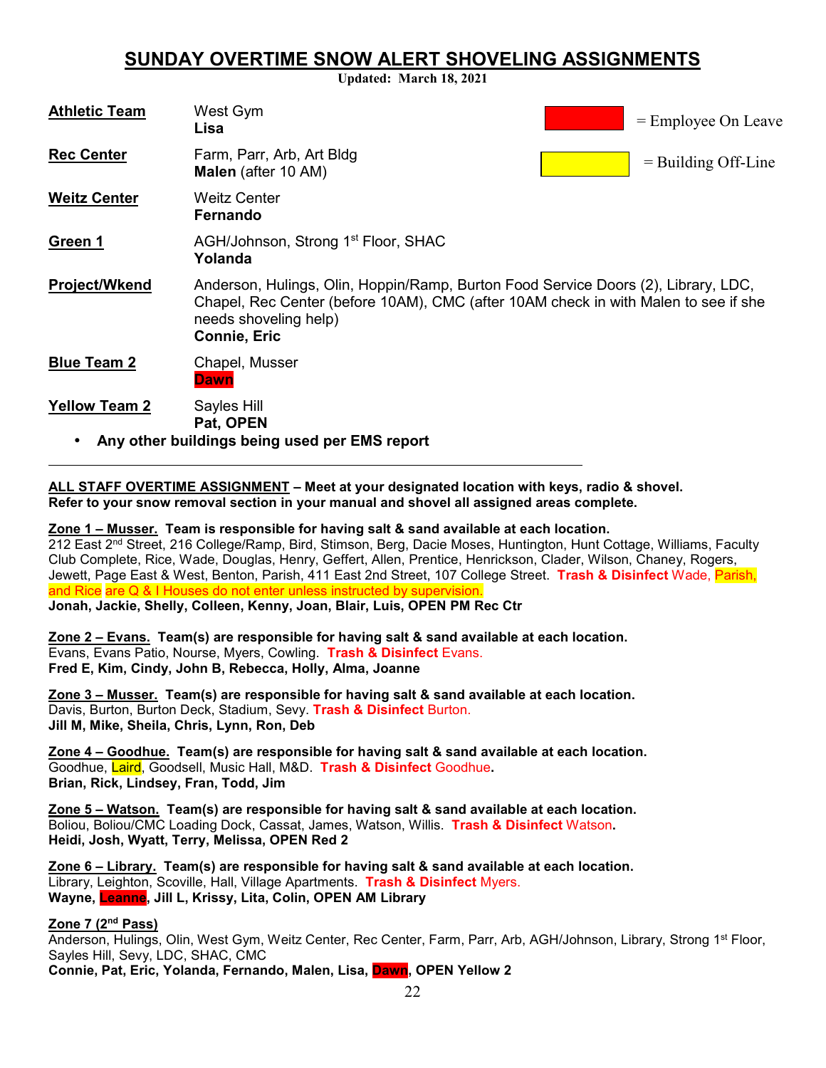# SUNDAY OVERTIME SNOW ALERT SHOVELING ASSIGNMENTS

**Updated: March 18, 2021**

= Employee On Leave (red)

= Building Off-Line (yellow)

| | |
|---|---|
| **Athletic Team** | West Gym<br>**Lisa** |
| **Rec Center** | Farm, Parr, Arb, Art Bldg<br>**Malen** (after 10 AM) |
| **Weitz Center** | Weitz Center<br>**Fernando** |
| **Green 1** | AGH/Johnson, Strong 1st Floor, SHAC<br>**Yolanda** |
| **Project/Wkend** | Anderson, Hulings, Olin, Hoppin/Ramp, Burton Food Service Doors (2), Library, LDC, Chapel, Rec Center (before 10AM), CMC (after 10AM check in with Malen to see if she needs shoveling help)<br>**Connie, Eric** |
| **Blue Team 2** | Chapel, Musser<br>**Dawn** |
| **Yellow Team 2** | Sayles Hill<br>**Pat, OPEN** |

- **Any other buildings being used per EMS report**

---

**ALL STAFF OVERTIME ASSIGNMENT – Meet at your designated location with keys, radio & shovel. Refer to your snow removal section in your manual and shovel all assigned areas complete.**

**Zone 1 – Musser. Team is responsible for having salt & sand available at each location.**
212 East 2nd Street, 216 College/Ramp, Bird, Stimson, Berg, Dacie Moses, Huntington, Hunt Cottage, Williams, Faculty Club Complete, Rice, Wade, Douglas, Henry, Geffert, Allen, Prentice, Henrickson, Clader, Wilson, Chaney, Rogers, Jewett, Page East & West, Benton, Parish, 411 East 2nd Street, 107 College Street. **Trash & Disinfect** Wade, Parish, and Rice are Q & I Houses do not enter unless instructed by supervision.
**Jonah, Jackie, Shelly, Colleen, Kenny, Joan, Blair, Luis, OPEN PM Rec Ctr**

**Zone 2 – Evans. Team(s) are responsible for having salt & sand available at each location.**
Evans, Evans Patio, Nourse, Myers, Cowling. **Trash & Disinfect** Evans.
**Fred E, Kim, Cindy, John B, Rebecca, Holly, Alma, Joanne**

**Zone 3 – Musser. Team(s) are responsible for having salt & sand available at each location.**
Davis, Burton, Burton Deck, Stadium, Sevy. **Trash & Disinfect** Burton.
**Jill M, Mike, Sheila, Chris, Lynn, Ron, Deb**

**Zone 4 – Goodhue. Team(s) are responsible for having salt & sand available at each location.**
Goodhue, Laird, Goodsell, Music Hall, M&D. **Trash & Disinfect** Goodhue.
**Brian, Rick, Lindsey, Fran, Todd, Jim**

**Zone 5 – Watson. Team(s) are responsible for having salt & sand available at each location.**
Boliou, Boliou/CMC Loading Dock, Cassat, James, Watson, Willis. **Trash & Disinfect** Watson.
**Heidi, Josh, Wyatt, Terry, Melissa, OPEN Red 2**

**Zone 6 – Library. Team(s) are responsible for having salt & sand available at each location.**
Library, Leighton, Scoville, Hall, Village Apartments. **Trash & Disinfect** Myers.
**Wayne, Leanne, Jill L, Krissy, Lita, Colin, OPEN AM Library**

**Zone 7 (2nd Pass)**
Anderson, Hulings, Olin, West Gym, Weitz Center, Rec Center, Farm, Parr, Arb, AGH/Johnson, Library, Strong 1st Floor, Sayles Hill, Sevy, LDC, SHAC, CMC
**Connie, Pat, Eric, Yolanda, Fernando, Malen, Lisa, Dawn, OPEN Yellow 2**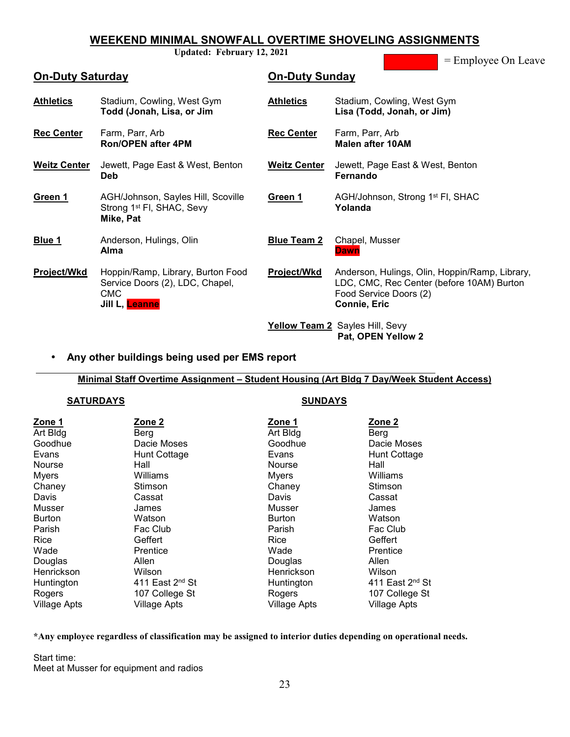# WEEKEND MINIMAL SNOWFALL OVERTIME SHOVELING ASSIGNMENTS

**Updated: February 12, 2021**

[Red box] = Employee On Leave

## On-Duty Saturday

| Team | Assignment |
|---|---|
| **Athletics** | Stadium, Cowling, West Gym<br>**Todd (Jonah, Lisa, or Jim)** |
| **Rec Center** | Farm, Parr, Arb<br>**Ron/OPEN after 4PM** |
| **Weitz Center** | Jewett, Page East & West, Benton<br>**Deb** |
| **Green 1** | AGH/Johnson, Sayles Hill, Scoville Strong 1st Fl, SHAC, Sevy<br>**Mike, Pat** |
| **Blue 1** | Anderson, Hulings, Olin<br>**Alma** |
| **Project/Wkd** | Hoppin/Ramp, Library, Burton Food Service Doors (2), LDC, Chapel, CMC<br>**Jill L, Leanne** (on leave) |

## On-Duty Sunday

| Team | Assignment |
|---|---|
| **Athletics** | Stadium, Cowling, West Gym<br>**Lisa (Todd, Jonah, or Jim)** |
| **Rec Center** | Farm, Parr, Arb<br>**Malen after 10AM** |
| **Weitz Center** | Jewett, Page East & West, Benton<br>**Fernando** |
| **Green 1** | AGH/Johnson, Strong 1st Fl, SHAC<br>**Yolanda** |
| **Blue Team 2** | Chapel, Musser<br>**Dawn** (on leave) |
| **Project/Wkd** | Anderson, Hulings, Olin, Hoppin/Ramp, Library, LDC, CMC, Rec Center (before 10AM) Burton Food Service Doors (2)<br>**Connie, Eric** |
| **Yellow Team 2** | Sayles Hill, Sevy<br>**Pat, OPEN Yellow 2** |

- **Any other buildings being used per EMS report**

---

**Minimal Staff Overtime Assignment – Student Housing (Art Bldg 7 Day/Week Student Access)**

| SATURDAYS Zone 1 | SATURDAYS Zone 2 | SUNDAYS Zone 1 | SUNDAYS Zone 2 |
|---|---|---|---|
| Art Bldg | Berg | Art Bldg | Berg |
| Goodhue | Dacie Moses | Goodhue | Dacie Moses |
| Evans | Hunt Cottage | Evans | Hunt Cottage |
| Nourse | Hall | Nourse | Hall |
| Myers | Williams | Myers | Williams |
| Chaney | Stimson | Chaney | Stimson |
| Davis | Cassat | Davis | Cassat |
| Musser | James | Musser | James |
| Burton | Watson | Burton | Watson |
| Parish | Fac Club | Parish | Fac Club |
| Rice | Geffert | Rice | Geffert |
| Wade | Prentice | Wade | Prentice |
| Douglas | Allen | Douglas | Allen |
| Henrickson | Wilson | Henrickson | Wilson |
| Huntington | 411 East 2nd St | Huntington | 411 East 2nd St |
| Rogers | 107 College St | Rogers | 107 College St |
| Village Apts | Village Apts | Village Apts | Village Apts |

***Any employee regardless of classification may be assigned to interior duties depending on operational needs.**

Start time:
Meet at Musser for equipment and radios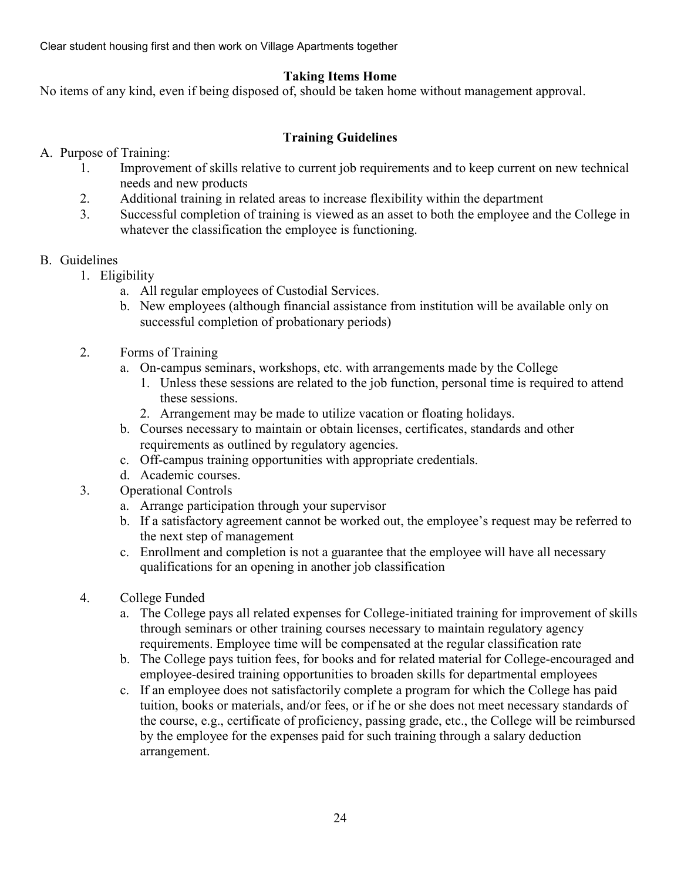Clear student housing first and then work on Village Apartments together

### Taking Items Home

No items of any kind, even if being disposed of, should be taken home without management approval.

### Training Guidelines

A. Purpose of Training:

1. Improvement of skills relative to current job requirements and to keep current on new technical needs and new products
2. Additional training in related areas to increase flexibility within the department
3. Successful completion of training is viewed as an asset to both the employee and the College in whatever the classification the employee is functioning.

B. Guidelines

1. Eligibility
   a. All regular employees of Custodial Services.
   b. New employees (although financial assistance from institution will be available only on successful completion of probationary periods)

2. Forms of Training
   a. On-campus seminars, workshops, etc. with arrangements made by the College
      1. Unless these sessions are related to the job function, personal time is required to attend these sessions.
      2. Arrangement may be made to utilize vacation or floating holidays.
   b. Courses necessary to maintain or obtain licenses, certificates, standards and other requirements as outlined by regulatory agencies.
   c. Off-campus training opportunities with appropriate credentials.
   d. Academic courses.
3. Operational Controls
   a. Arrange participation through your supervisor
   b. If a satisfactory agreement cannot be worked out, the employee's request may be referred to the next step of management
   c. Enrollment and completion is not a guarantee that the employee will have all necessary qualifications for an opening in another job classification

4. College Funded
   a. The College pays all related expenses for College-initiated training for improvement of skills through seminars or other training courses necessary to maintain regulatory agency requirements. Employee time will be compensated at the regular classification rate
   b. The College pays tuition fees, for books and for related material for College-encouraged and employee-desired training opportunities to broaden skills for departmental employees
   c. If an employee does not satisfactorily complete a program for which the College has paid tuition, books or materials, and/or fees, or if he or she does not meet necessary standards of the course, e.g., certificate of proficiency, passing grade, etc., the College will be reimbursed by the employee for the expenses paid for such training through a salary deduction arrangement.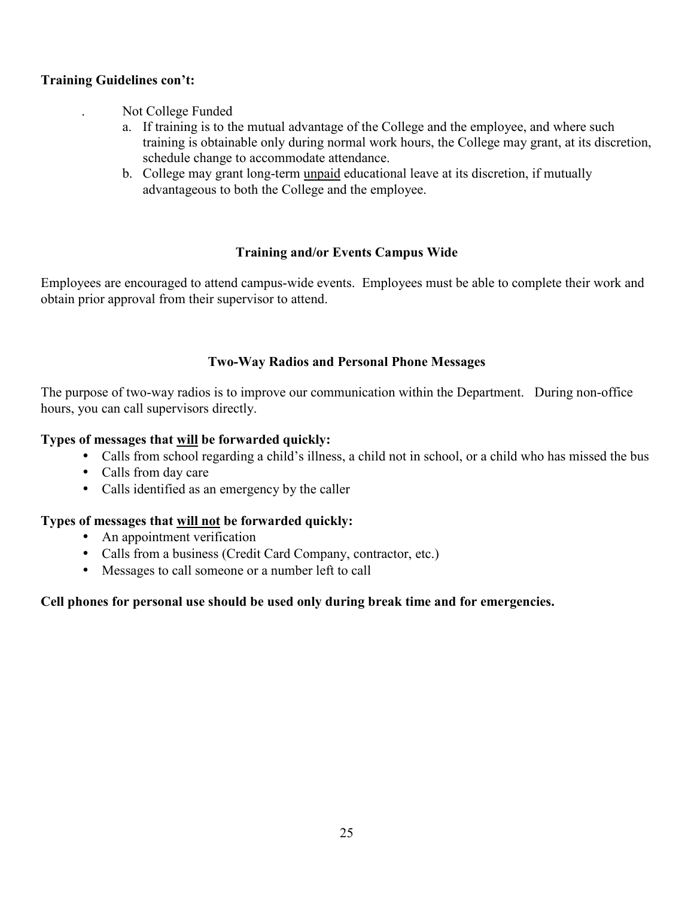**Training Guidelines con't:**

. Not College Funded

a. If training is to the mutual advantage of the College and the employee, and where such training is obtainable only during normal work hours, the College may grant, at its discretion, schedule change to accommodate attendance.
b. College may grant long-term unpaid educational leave at its discretion, if mutually advantageous to both the College and the employee.

## Training and/or Events Campus Wide

Employees are encouraged to attend campus-wide events. Employees must be able to complete their work and obtain prior approval from their supervisor to attend.

## Two-Way Radios and Personal Phone Messages

The purpose of two-way radios is to improve our communication within the Department. During non-office hours, you can call supervisors directly.

**Types of messages that will be forwarded quickly:**

- Calls from school regarding a child's illness, a child not in school, or a child who has missed the bus
- Calls from day care
- Calls identified as an emergency by the caller

**Types of messages that will not be forwarded quickly:**

- An appointment verification
- Calls from a business (Credit Card Company, contractor, etc.)
- Messages to call someone or a number left to call

**Cell phones for personal use should be used only during break time and for emergencies.**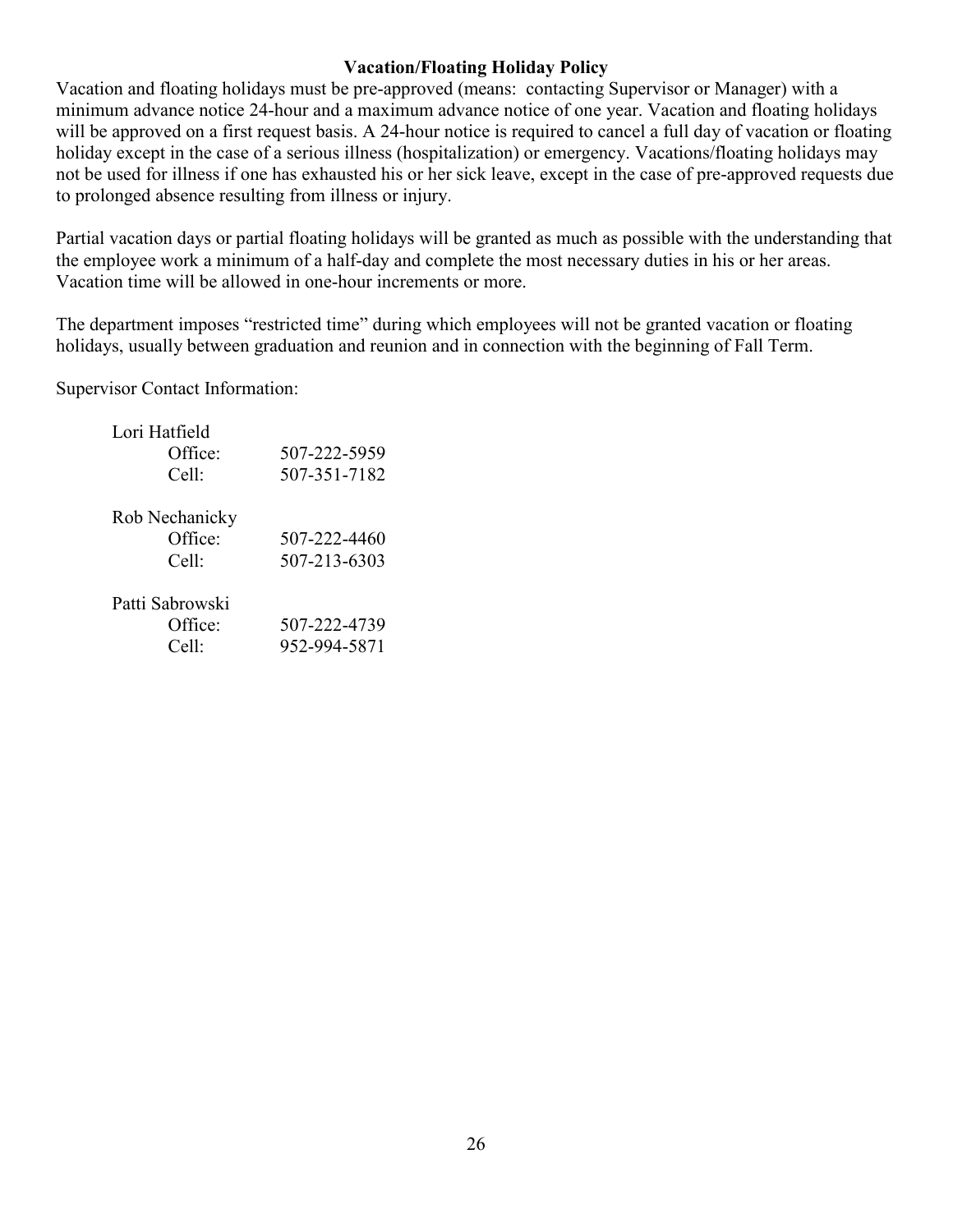**Vacation/Floating Holiday Policy**

Vacation and floating holidays must be pre-approved (means: contacting Supervisor or Manager) with a minimum advance notice 24-hour and a maximum advance notice of one year. Vacation and floating holidays will be approved on a first request basis. A 24-hour notice is required to cancel a full day of vacation or floating holiday except in the case of a serious illness (hospitalization) or emergency. Vacations/floating holidays may not be used for illness if one has exhausted his or her sick leave, except in the case of pre-approved requests due to prolonged absence resulting from illness or injury.

Partial vacation days or partial floating holidays will be granted as much as possible with the understanding that the employee work a minimum of a half-day and complete the most necessary duties in his or her areas. Vacation time will be allowed in one-hour increments or more.

The department imposes "restricted time" during which employees will not be granted vacation or floating holidays, usually between graduation and reunion and in connection with the beginning of Fall Term.

Supervisor Contact Information:

Lori Hatfield
- Office: 507-222-5959
- Cell: 507-351-7182

Rob Nechanicky
- Office: 507-222-4460
- Cell: 507-213-6303

Patti Sabrowski
- Office: 507-222-4739
- Cell: 952-994-5871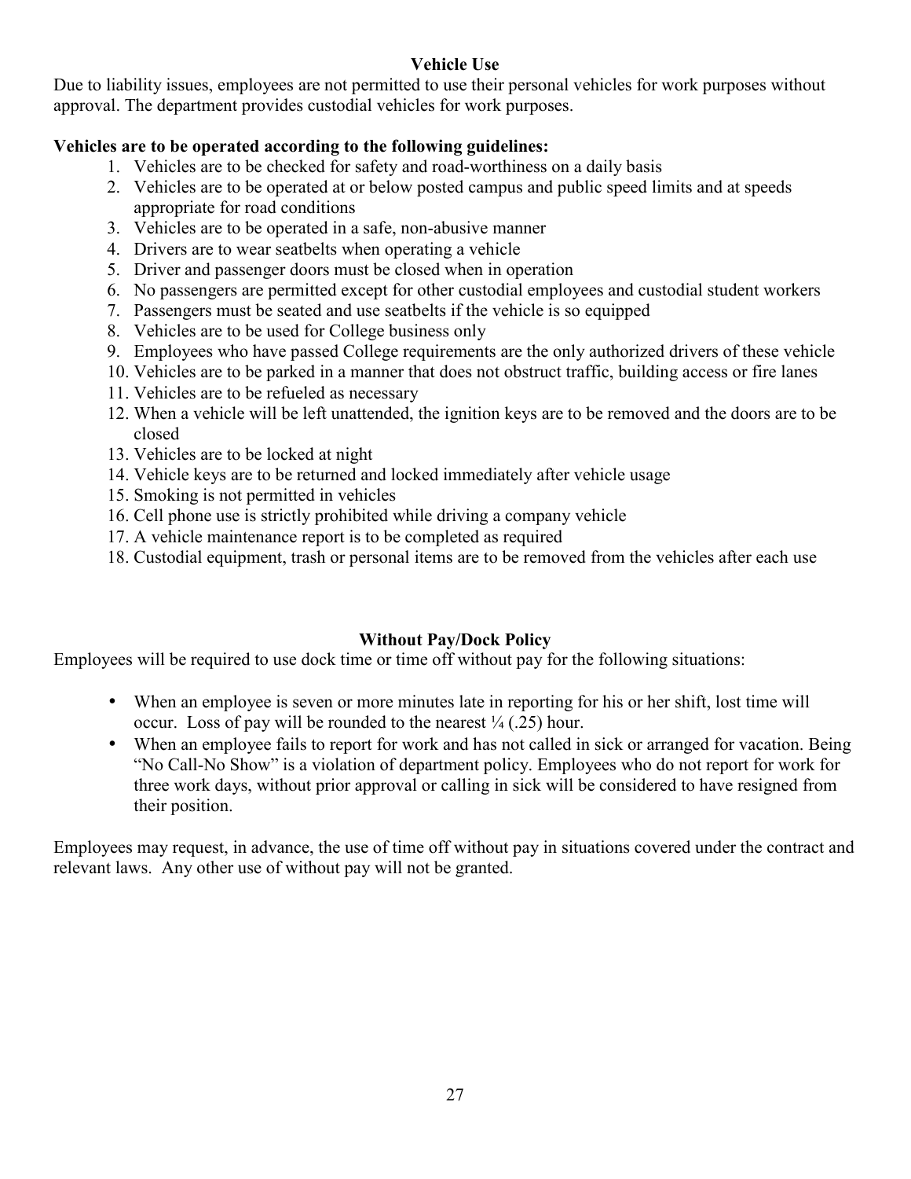## Vehicle Use

Due to liability issues, employees are not permitted to use their personal vehicles for work purposes without approval. The department provides custodial vehicles for work purposes.

**Vehicles are to be operated according to the following guidelines:**

1. Vehicles are to be checked for safety and road-worthiness on a daily basis
2. Vehicles are to be operated at or below posted campus and public speed limits and at speeds appropriate for road conditions
3. Vehicles are to be operated in a safe, non-abusive manner
4. Drivers are to wear seatbelts when operating a vehicle
5. Driver and passenger doors must be closed when in operation
6. No passengers are permitted except for other custodial employees and custodial student workers
7. Passengers must be seated and use seatbelts if the vehicle is so equipped
8. Vehicles are to be used for College business only
9. Employees who have passed College requirements are the only authorized drivers of these vehicle
10. Vehicles are to be parked in a manner that does not obstruct traffic, building access or fire lanes
11. Vehicles are to be refueled as necessary
12. When a vehicle will be left unattended, the ignition keys are to be removed and the doors are to be closed
13. Vehicles are to be locked at night
14. Vehicle keys are to be returned and locked immediately after vehicle usage
15. Smoking is not permitted in vehicles
16. Cell phone use is strictly prohibited while driving a company vehicle
17. A vehicle maintenance report is to be completed as required
18. Custodial equipment, trash or personal items are to be removed from the vehicles after each use

## Without Pay/Dock Policy

Employees will be required to use dock time or time off without pay for the following situations:

- When an employee is seven or more minutes late in reporting for his or her shift, lost time will occur. Loss of pay will be rounded to the nearest ¼ (.25) hour.
- When an employee fails to report for work and has not called in sick or arranged for vacation. Being "No Call-No Show" is a violation of department policy. Employees who do not report for work for three work days, without prior approval or calling in sick will be considered to have resigned from their position.

Employees may request, in advance, the use of time off without pay in situations covered under the contract and relevant laws. Any other use of without pay will not be granted.